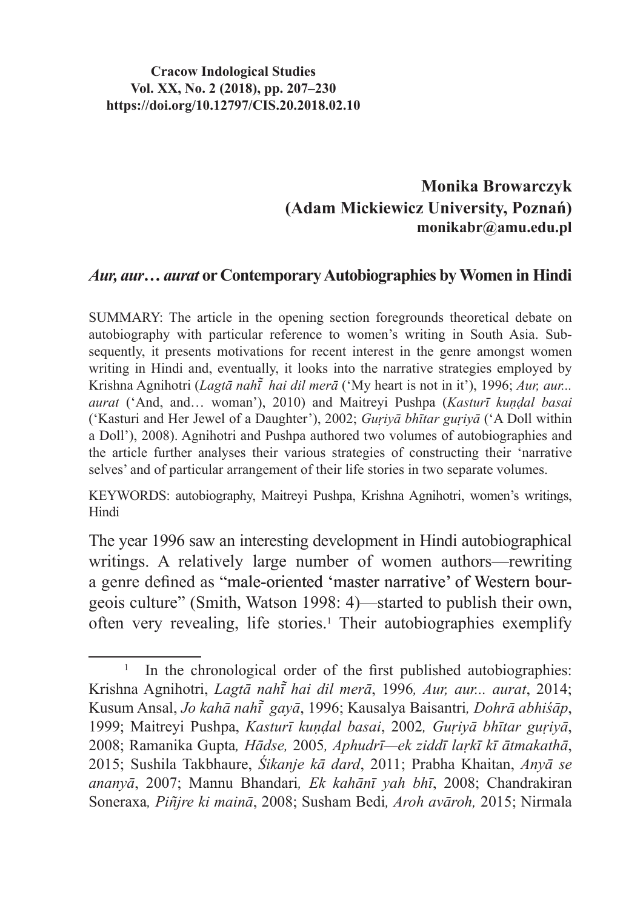**Cracow Indological Studies**
**Vol. XX, No. 2 (2018), pp. 207–230**
**https://doi.org/10.12797/CIS.20.2018.02.10**

**Monika Browarczyk**
**(Adam Mickiewicz University, Poznań)**
**monikabr@amu.edu.pl**

# *Aur, aur… aurat* or Contemporary Autobiographies by Women in Hindi

SUMMARY: The article in the opening section foregrounds theoretical debate on autobiography with particular reference to women's writing in South Asia. Subsequently, it presents motivations for recent interest in the genre amongst women writing in Hindi and, eventually, it looks into the narrative strategies employed by Krishna Agnihotri (*Lagtā nahī̃ hai dil merā* ('My heart is not in it'), 1996; *Aur, aur... aurat* ('And, and… woman'), 2010) and Maitreyi Pushpa (*Kasturī kuṇḍal basai* ('Kasturi and Her Jewel of a Daughter'), 2002; *Guṛiyā bhītar guṛiyā* ('A Doll within a Doll'), 2008). Agnihotri and Pushpa authored two volumes of autobiographies and the article further analyses their various strategies of constructing their 'narrative selves' and of particular arrangement of their life stories in two separate volumes.

KEYWORDS: autobiography, Maitreyi Pushpa, Krishna Agnihotri, women's writings, Hindi

The year 1996 saw an interesting development in Hindi autobiographical writings. A relatively large number of women authors—rewriting a genre defined as "male-oriented 'master narrative' of Western bourgeois culture" (Smith, Watson 1998: 4)—started to publish their own, often very revealing, life stories.[1] Their autobiographies exemplify

---

[1] In the chronological order of the first published autobiographies: Krishna Agnihotri, *Lagtā nahī̃ hai dil merā*, 1996*, Aur, aur... aurat*, 2014; Kusum Ansal, *Jo kahā nahī̃ gayā*, 1996; Kausalya Baisantri*, Dohrā abhiśāp*, 1999; Maitreyi Pushpa, *Kasturī kuṇḍal basai*, 2002*, Guṛiyā bhītar guṛiyā*, 2008; Ramanika Gupta*, Hādse,* 2005*, Aphudrī—ek ziddī laṛkī kī ātmakathā*, 2015; Sushila Takbhaure, *Śikanje kā dard*, 2011; Prabha Khaitan, *Anyā se ananyā*, 2007; Mannu Bhandari*, Ek kahānī yah bhī*, 2008; Chandrakiran Soneraxa*, Piñjre ki mainā*, 2008; Susham Bedi*, Aroh avāroh,* 2015; Nirmala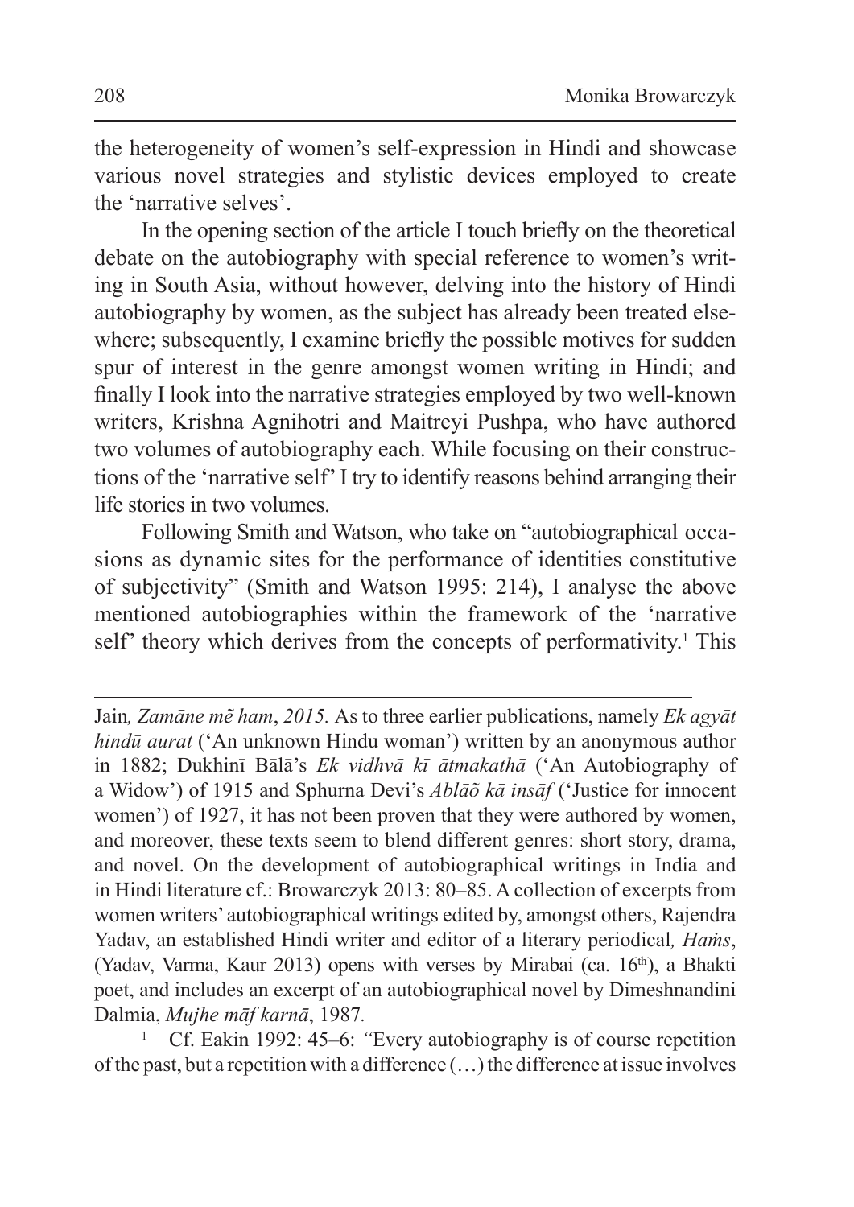the heterogeneity of women's self-expression in Hindi and showcase various novel strategies and stylistic devices employed to create the 'narrative selves'.

In the opening section of the article I touch briefly on the theoretical debate on the autobiography with special reference to women's writing in South Asia, without however, delving into the history of Hindi autobiography by women, as the subject has already been treated elsewhere; subsequently, I examine briefly the possible motives for sudden spur of interest in the genre amongst women writing in Hindi; and finally I look into the narrative strategies employed by two well-known writers, Krishna Agnihotri and Maitreyi Pushpa, who have authored two volumes of autobiography each. While focusing on their constructions of the 'narrative self' I try to identify reasons behind arranging their life stories in two volumes.

Following Smith and Watson, who take on "autobiographical occasions as dynamic sites for the performance of identities constitutive of subjectivity" (Smith and Watson 1995: 214), I analyse the above mentioned autobiographies within the framework of the 'narrative self' theory which derives from the concepts of performativity.[1] This

---

Jain*, Zamāne mẽ ham*, *2015.* As to three earlier publications, namely *Ek agyāt hindū aurat* ('An unknown Hindu woman') written by an anonymous author in 1882; Dukhinī Bālā's *Ek vidhvā kī ātmakathā* ('An Autobiography of a Widow') of 1915 and Sphurna Devi's *Ablāõ kā insāf* ('Justice for innocent women') of 1927, it has not been proven that they were authored by women, and moreover, these texts seem to blend different genres: short story, drama, and novel. On the development of autobiographical writings in India and in Hindi literature cf.: Browarczyk 2013: 80–85. A collection of excerpts from women writers' autobiographical writings edited by, amongst others, Rajendra Yadav, an established Hindi writer and editor of a literary periodical*, Haṁs*, (Yadav, Varma, Kaur 2013) opens with verses by Mirabai (ca. 16th), a Bhakti poet, and includes an excerpt of an autobiographical novel by Dimeshnandini Dalmia, *Mujhe māf karnā*, 1987*.*

[1] Cf. Eakin 1992: 45–6: "Every autobiography is of course repetition of the past, but a repetition with a difference (…) the difference at issue involves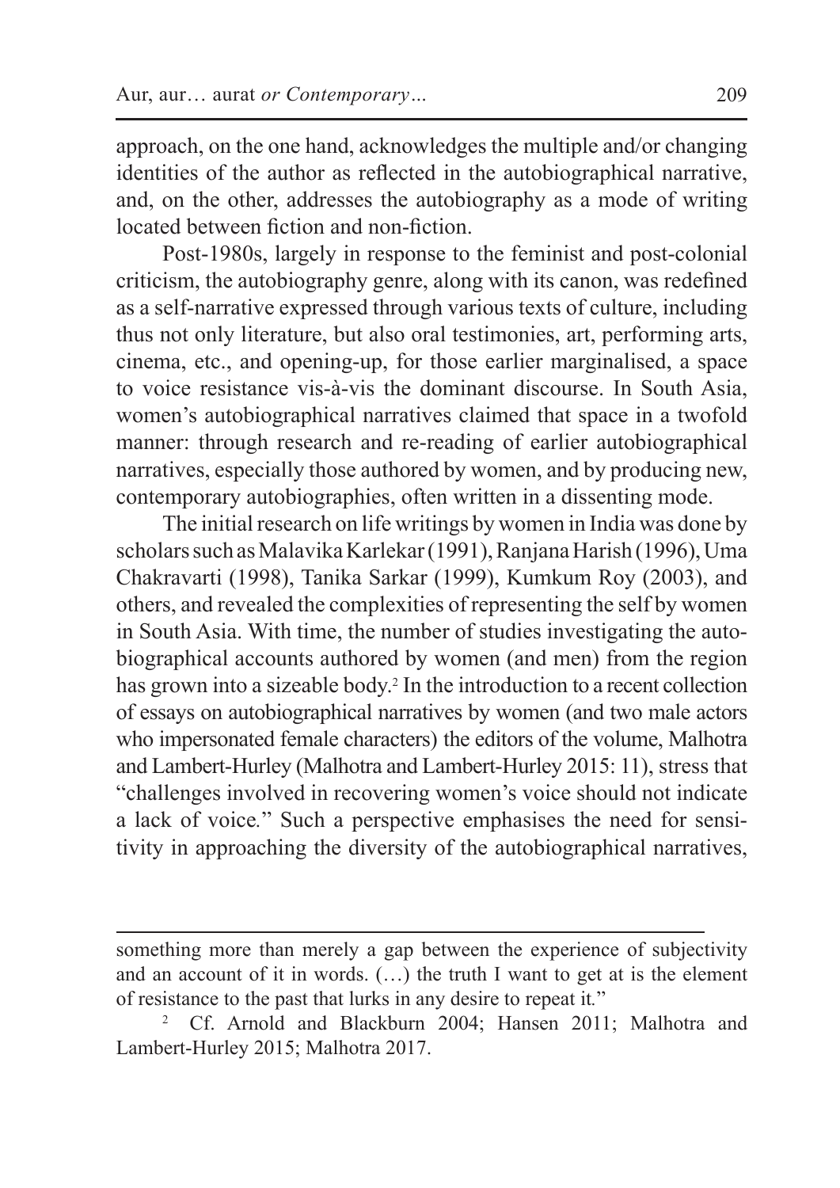approach, on the one hand, acknowledges the multiple and/or changing identities of the author as reflected in the autobiographical narrative, and, on the other, addresses the autobiography as a mode of writing located between fiction and non-fiction.

Post-1980s, largely in response to the feminist and post-colonial criticism, the autobiography genre, along with its canon, was redefined as a self-narrative expressed through various texts of culture, including thus not only literature, but also oral testimonies, art, performing arts, cinema, etc., and opening-up, for those earlier marginalised, a space to voice resistance vis-à-vis the dominant discourse. In South Asia, women's autobiographical narratives claimed that space in a twofold manner: through research and re-reading of earlier autobiographical narratives, especially those authored by women, and by producing new, contemporary autobiographies, often written in a dissenting mode.

The initial research on life writings by women in India was done by scholars such as Malavika Karlekar (1991), Ranjana Harish (1996), Uma Chakravarti (1998), Tanika Sarkar (1999), Kumkum Roy (2003), and others, and revealed the complexities of representing the self by women in South Asia. With time, the number of studies investigating the autobiographical accounts authored by women (and men) from the region has grown into a sizeable body.[2] In the introduction to a recent collection of essays on autobiographical narratives by women (and two male actors who impersonated female characters) the editors of the volume, Malhotra and Lambert-Hurley (Malhotra and Lambert-Hurley 2015: 11), stress that "challenges involved in recovering women's voice should not indicate a lack of voice." Such a perspective emphasises the need for sensitivity in approaching the diversity of the autobiographical narratives,

---

something more than merely a gap between the experience of subjectivity and an account of it in words. (…) the truth I want to get at is the element of resistance to the past that lurks in any desire to repeat it."

[2] Cf. Arnold and Blackburn 2004; Hansen 2011; Malhotra and Lambert-Hurley 2015; Malhotra 2017.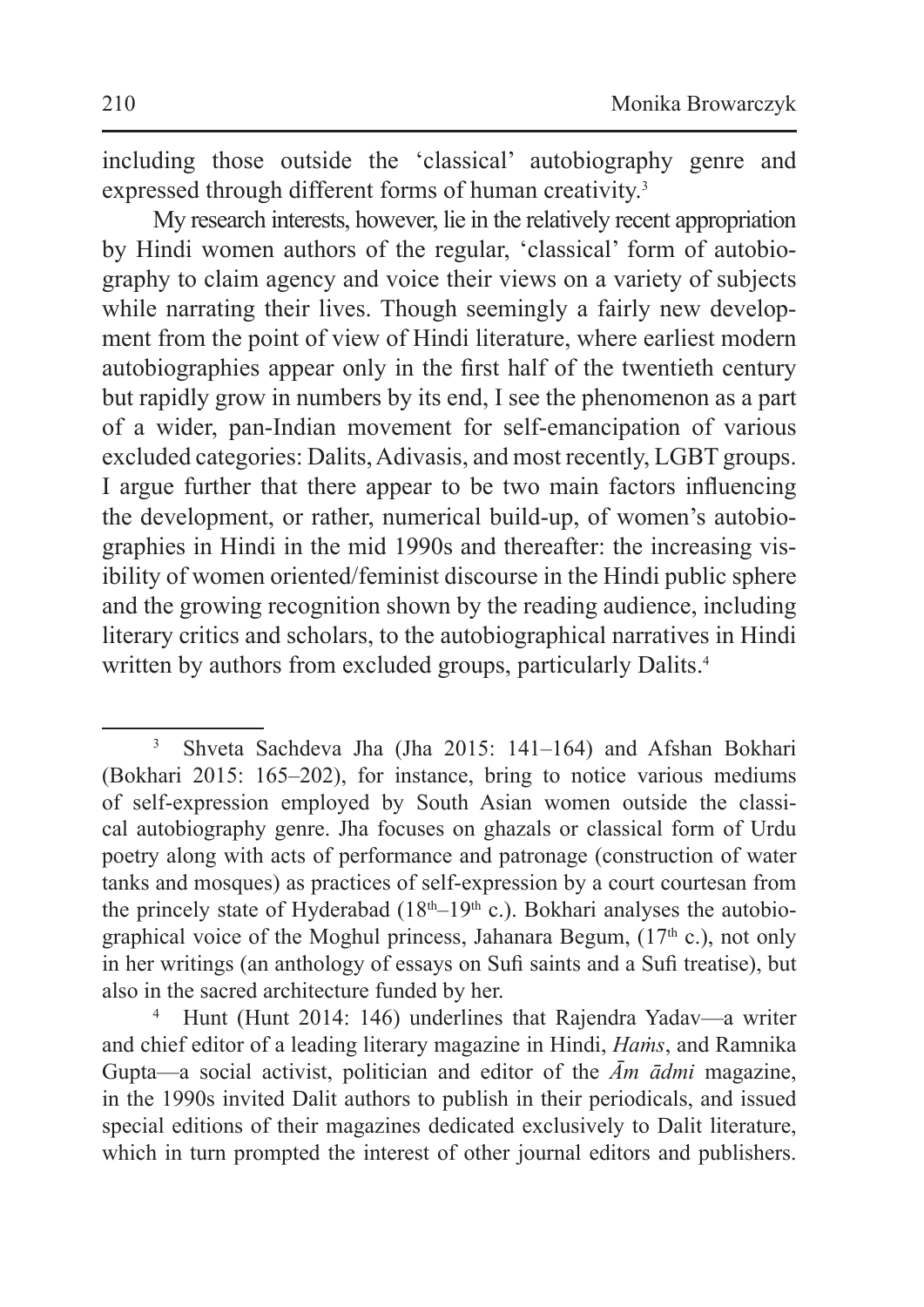including those outside the 'classical' autobiography genre and expressed through different forms of human creativity.[3]

My research interests, however, lie in the relatively recent appropriation by Hindi women authors of the regular, 'classical' form of autobiography to claim agency and voice their views on a variety of subjects while narrating their lives. Though seemingly a fairly new development from the point of view of Hindi literature, where earliest modern autobiographies appear only in the first half of the twentieth century but rapidly grow in numbers by its end, I see the phenomenon as a part of a wider, pan-Indian movement for self-emancipation of various excluded categories: Dalits, Adivasis, and most recently, LGBT groups. I argue further that there appear to be two main factors influencing the development, or rather, numerical build-up, of women's autobiographies in Hindi in the mid 1990s and thereafter: the increasing visibility of women oriented/feminist discourse in the Hindi public sphere and the growing recognition shown by the reading audience, including literary critics and scholars, to the autobiographical narratives in Hindi written by authors from excluded groups, particularly Dalits.[4]

---

[3] Shveta Sachdeva Jha (Jha 2015: 141–164) and Afshan Bokhari (Bokhari 2015: 165–202), for instance, bring to notice various mediums of self-expression employed by South Asian women outside the classical autobiography genre. Jha focuses on ghazals or classical form of Urdu poetry along with acts of performance and patronage (construction of water tanks and mosques) as practices of self-expression by a court courtesan from the princely state of Hyderabad (18th–19th c.). Bokhari analyses the autobiographical voice of the Moghul princess, Jahanara Begum, (17th c.), not only in her writings (an anthology of essays on Sufi saints and a Sufi treatise), but also in the sacred architecture funded by her.

[4] Hunt (Hunt 2014: 146) underlines that Rajendra Yadav—a writer and chief editor of a leading literary magazine in Hindi, *Haṁs*, and Ramnika Gupta—a social activist, politician and editor of the *Ām ādmi* magazine, in the 1990s invited Dalit authors to publish in their periodicals, and issued special editions of their magazines dedicated exclusively to Dalit literature, which in turn prompted the interest of other journal editors and publishers.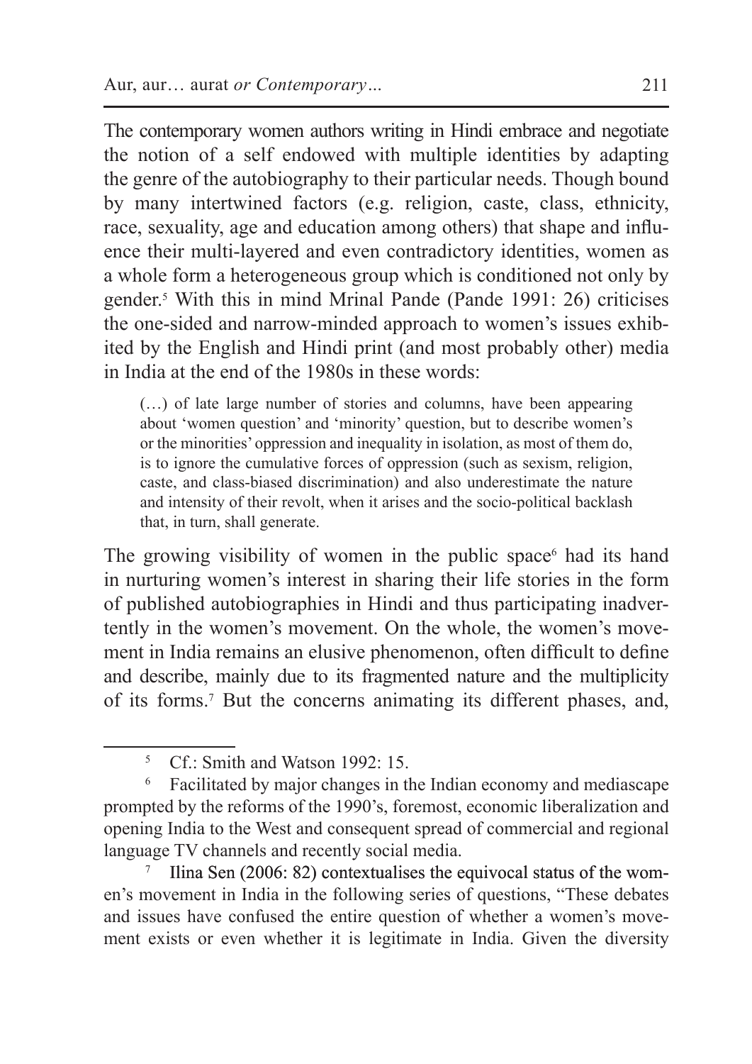The contemporary women authors writing in Hindi embrace and negotiate the notion of a self endowed with multiple identities by adapting the genre of the autobiography to their particular needs. Though bound by many intertwined factors (e.g. religion, caste, class, ethnicity, race, sexuality, age and education among others) that shape and influence their multi-layered and even contradictory identities, women as a whole form a heterogeneous group which is conditioned not only by gender.[5] With this in mind Mrinal Pande (Pande 1991: 26) criticises the one-sided and narrow-minded approach to women's issues exhibited by the English and Hindi print (and most probably other) media in India at the end of the 1980s in these words:

> (…) of late large number of stories and columns, have been appearing about 'women question' and 'minority' question, but to describe women's or the minorities' oppression and inequality in isolation, as most of them do, is to ignore the cumulative forces of oppression (such as sexism, religion, caste, and class-biased discrimination) and also underestimate the nature and intensity of their revolt, when it arises and the socio-political backlash that, in turn, shall generate.

The growing visibility of women in the public space[6] had its hand in nurturing women's interest in sharing their life stories in the form of published autobiographies in Hindi and thus participating inadvertently in the women's movement. On the whole, the women's movement in India remains an elusive phenomenon, often difficult to define and describe, mainly due to its fragmented nature and the multiplicity of its forms.[7] But the concerns animating its different phases, and,

---

[5] Cf.: Smith and Watson 1992: 15.

[6] Facilitated by major changes in the Indian economy and mediascape prompted by the reforms of the 1990's, foremost, economic liberalization and opening India to the West and consequent spread of commercial and regional language TV channels and recently social media.

[7] Ilina Sen (2006: 82) contextualises the equivocal status of the women's movement in India in the following series of questions, "These debates and issues have confused the entire question of whether a women's movement exists or even whether it is legitimate in India. Given the diversity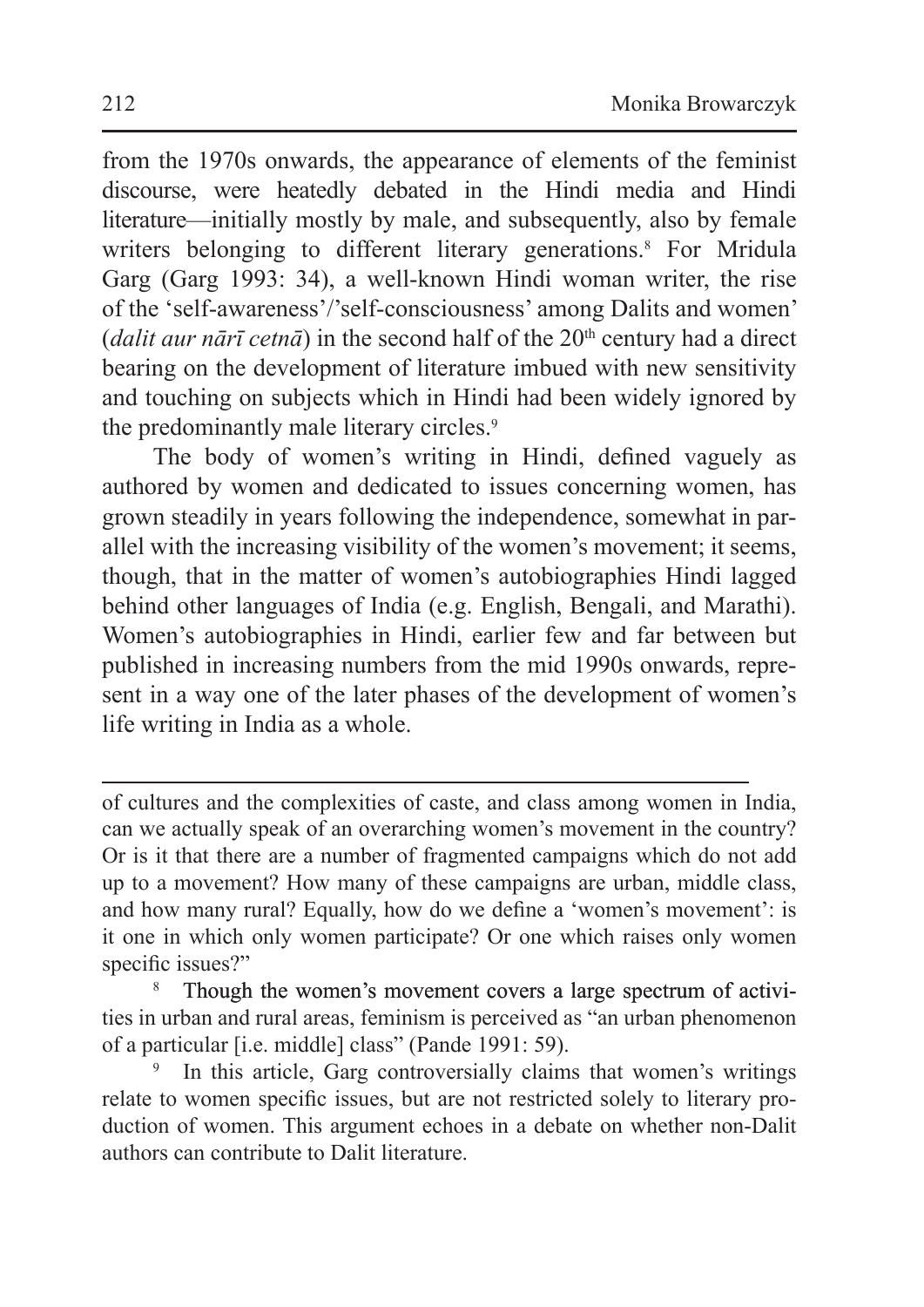from the 1970s onwards, the appearance of elements of the feminist discourse, were heatedly debated in the Hindi media and Hindi literature—initially mostly by male, and subsequently, also by female writers belonging to different literary generations.[8] For Mridula Garg (Garg 1993: 34), a well-known Hindi woman writer, the rise of the 'self-awareness'/'self-consciousness' among Dalits and women' (*dalit aur nārī cetnā*) in the second half of the 20th century had a direct bearing on the development of literature imbued with new sensitivity and touching on subjects which in Hindi had been widely ignored by the predominantly male literary circles.[9]

The body of women's writing in Hindi, defined vaguely as authored by women and dedicated to issues concerning women, has grown steadily in years following the independence, somewhat in parallel with the increasing visibility of the women's movement; it seems, though, that in the matter of women's autobiographies Hindi lagged behind other languages of India (e.g. English, Bengali, and Marathi). Women's autobiographies in Hindi, earlier few and far between but published in increasing numbers from the mid 1990s onwards, represent in a way one of the later phases of the development of women's life writing in India as a whole.

---

of cultures and the complexities of caste, and class among women in India, can we actually speak of an overarching women's movement in the country? Or is it that there are a number of fragmented campaigns which do not add up to a movement? How many of these campaigns are urban, middle class, and how many rural? Equally, how do we define a 'women's movement': is it one in which only women participate? Or one which raises only women specific issues?"

[8] Though the women's movement covers a large spectrum of activities in urban and rural areas, feminism is perceived as "an urban phenomenon of a particular [i.e. middle] class" (Pande 1991: 59).

[9] In this article, Garg controversially claims that women's writings relate to women specific issues, but are not restricted solely to literary production of women. This argument echoes in a debate on whether non-Dalit authors can contribute to Dalit literature.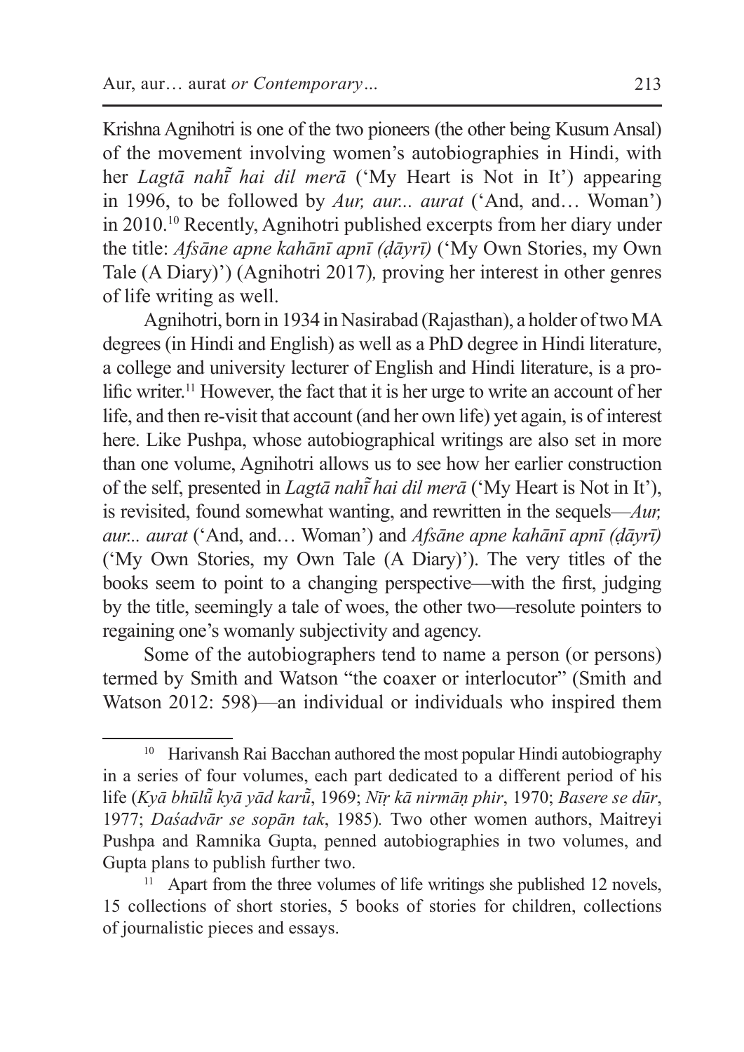Krishna Agnihotri is one of the two pioneers (the other being Kusum Ansal) of the movement involving women's autobiographies in Hindi, with her *Lagtā nahī̃ hai dil merā* ('My Heart is Not in It') appearing in 1996, to be followed by *Aur, aur... aurat* ('And, and… Woman') in 2010.[10] Recently, Agnihotri published excerpts from her diary under the title: *Afsāne apne kahānī apnī (ḍāyrī)* ('My Own Stories, my Own Tale (A Diary)') (Agnihotri 2017)*,* proving her interest in other genres of life writing as well.

Agnihotri, born in 1934 in Nasirabad (Rajasthan), a holder of two MA degrees (in Hindi and English) as well as a PhD degree in Hindi literature, a college and university lecturer of English and Hindi literature, is a prolific writer.[11] However, the fact that it is her urge to write an account of her life, and then re-visit that account (and her own life) yet again, is of interest here. Like Pushpa, whose autobiographical writings are also set in more than one volume, Agnihotri allows us to see how her earlier construction of the self, presented in *Lagtā nahī̃ hai dil merā* ('My Heart is Not in It'), is revisited, found somewhat wanting, and rewritten in the sequels—*Aur, aur... aurat* ('And, and… Woman') and *Afsāne apne kahānī apnī (ḍāyrī)* ('My Own Stories, my Own Tale (A Diary)'). The very titles of the books seem to point to a changing perspective—with the first, judging by the title, seemingly a tale of woes, the other two—resolute pointers to regaining one's womanly subjectivity and agency.

Some of the autobiographers tend to name a person (or persons) termed by Smith and Watson "the coaxer or interlocutor" (Smith and Watson 2012: 598)—an individual or individuals who inspired them

[10] Harivansh Rai Bacchan authored the most popular Hindi autobiography in a series of four volumes, each part dedicated to a different period of his life (*Kyā bhūlū̃ kyā yād karū̃*, 1969; *Nīṛ kā nirmāṇ phir*, 1970; *Basere se dūr*, 1977; *Daśadvār se sopān tak*, 1985)*.* Two other women authors, Maitreyi Pushpa and Ramnika Gupta, penned autobiographies in two volumes, and Gupta plans to publish further two.

[11] Apart from the three volumes of life writings she published 12 novels, 15 collections of short stories, 5 books of stories for children, collections of journalistic pieces and essays.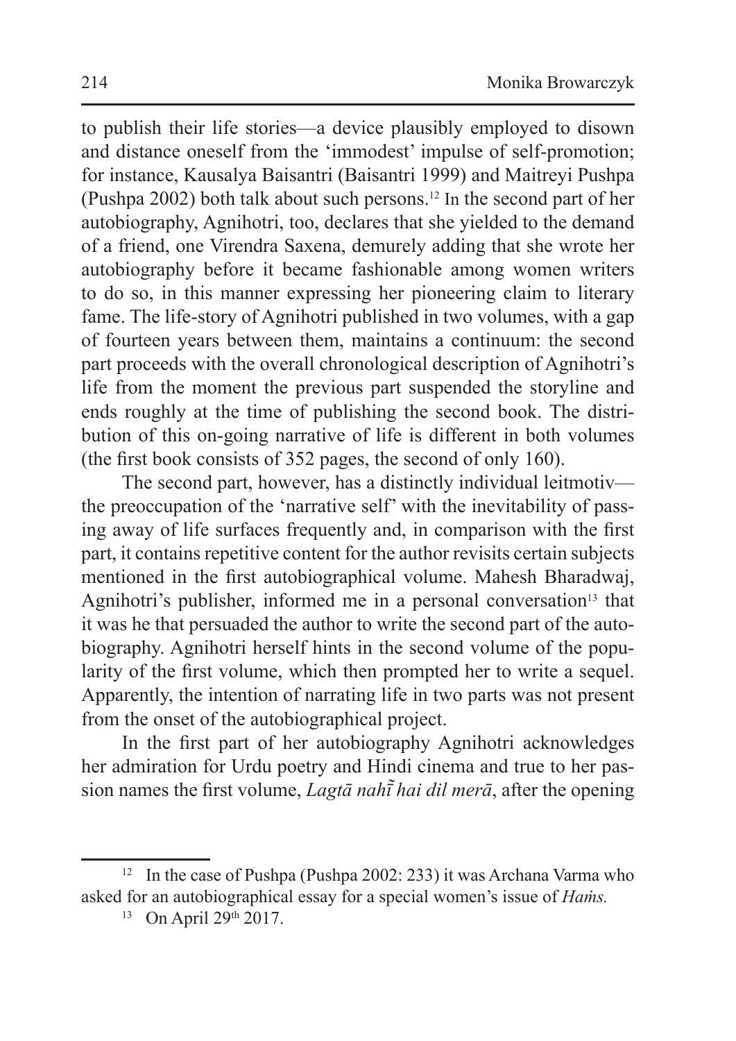to publish their life stories—a device plausibly employed to disown and distance oneself from the 'immodest' impulse of self-promotion; for instance, Kausalya Baisantri (Baisantri 1999) and Maitreyi Pushpa (Pushpa 2002) both talk about such persons.[12] In the second part of her autobiography, Agnihotri, too, declares that she yielded to the demand of a friend, one Virendra Saxena, demurely adding that she wrote her autobiography before it became fashionable among women writers to do so, in this manner expressing her pioneering claim to literary fame. The life-story of Agnihotri published in two volumes, with a gap of fourteen years between them, maintains a continuum: the second part proceeds with the overall chronological description of Agnihotri's life from the moment the previous part suspended the storyline and ends roughly at the time of publishing the second book. The distribution of this on-going narrative of life is different in both volumes (the first book consists of 352 pages, the second of only 160).

The second part, however, has a distinctly individual leitmotiv—the preoccupation of the 'narrative self' with the inevitability of passing away of life surfaces frequently and, in comparison with the first part, it contains repetitive content for the author revisits certain subjects mentioned in the first autobiographical volume. Mahesh Bharadwaj, Agnihotri's publisher, informed me in a personal conversation[13] that it was he that persuaded the author to write the second part of the autobiography. Agnihotri herself hints in the second volume of the popularity of the first volume, which then prompted her to write a sequel. Apparently, the intention of narrating life in two parts was not present from the onset of the autobiographical project.

In the first part of her autobiography Agnihotri acknowledges her admiration for Urdu poetry and Hindi cinema and true to her passion names the first volume, *Lagtā nahī̃ hai dil merā*, after the opening

---

[12] In the case of Pushpa (Pushpa 2002: 233) it was Archana Varma who asked for an autobiographical essay for a special women's issue of *Haṁs.*

[13] On April 29th 2017.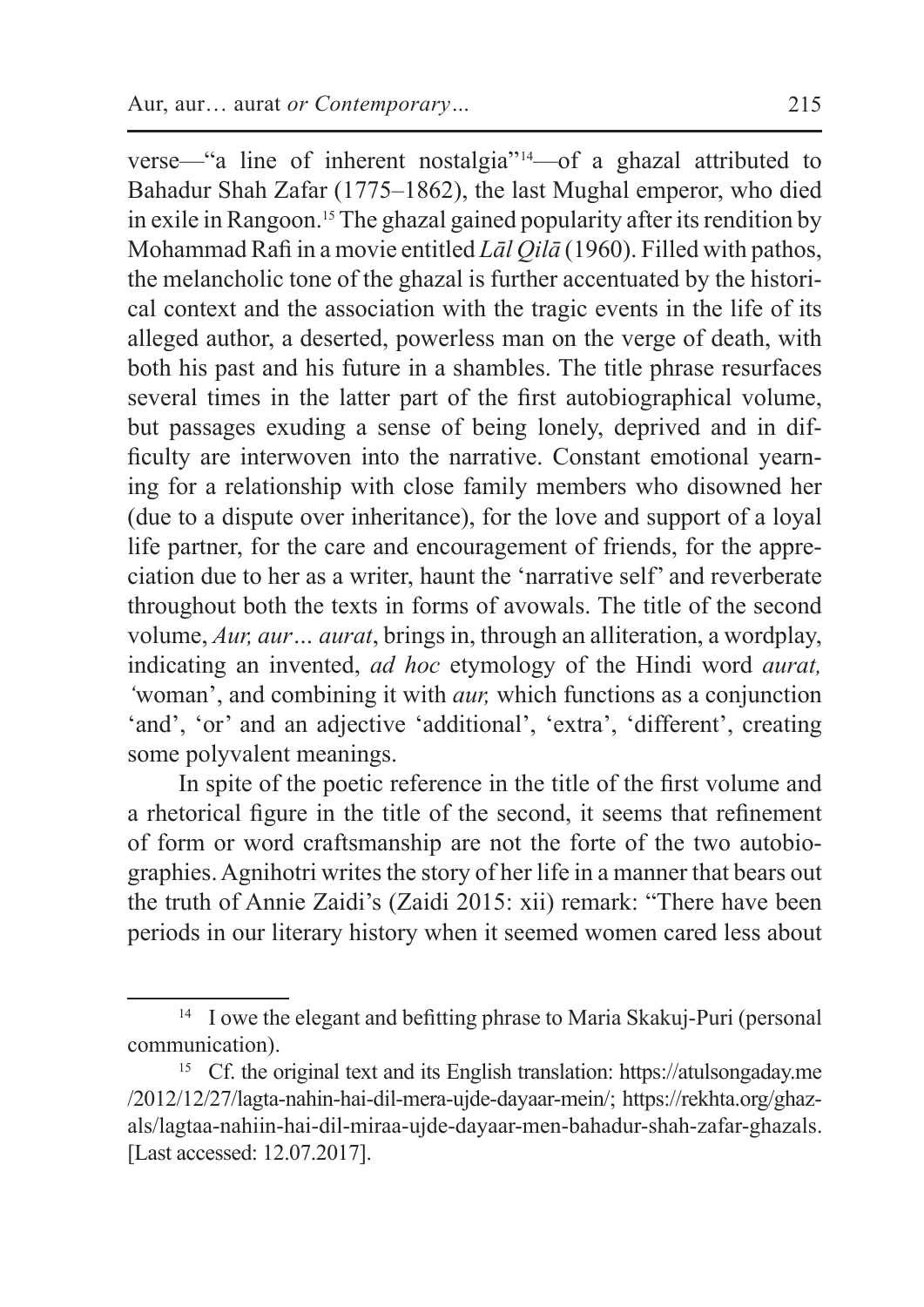verse—"a line of inherent nostalgia"[14]—of a ghazal attributed to Bahadur Shah Zafar (1775–1862), the last Mughal emperor, who died in exile in Rangoon.[15] The ghazal gained popularity after its rendition by Mohammad Rafi in a movie entitled *Lāl Qilā* (1960). Filled with pathos, the melancholic tone of the ghazal is further accentuated by the historical context and the association with the tragic events in the life of its alleged author, a deserted, powerless man on the verge of death, with both his past and his future in a shambles. The title phrase resurfaces several times in the latter part of the first autobiographical volume, but passages exuding a sense of being lonely, deprived and in difficulty are interwoven into the narrative. Constant emotional yearning for a relationship with close family members who disowned her (due to a dispute over inheritance), for the love and support of a loyal life partner, for the care and encouragement of friends, for the appreciation due to her as a writer, haunt the 'narrative self' and reverberate throughout both the texts in forms of avowals. The title of the second volume, *Aur, aur… aurat*, brings in, through an alliteration, a wordplay, indicating an invented, *ad hoc* etymology of the Hindi word *aurat,* 'woman', and combining it with *aur,* which functions as a conjunction 'and', 'or' and an adjective 'additional', 'extra', 'different', creating some polyvalent meanings.

In spite of the poetic reference in the title of the first volume and a rhetorical figure in the title of the second, it seems that refinement of form or word craftsmanship are not the forte of the two autobiographies. Agnihotri writes the story of her life in a manner that bears out the truth of Annie Zaidi's (Zaidi 2015: xii) remark: "There have been periods in our literary history when it seemed women cared less about

---

[14] I owe the elegant and befitting phrase to Maria Skakuj-Puri (personal communication).

[15] Cf. the original text and its English translation: https://atulsongaday.me/2012/12/27/lagta-nahin-hai-dil-mera-ujde-dayaar-mein/; https://rekhta.org/ghazals/lagtaa-nahiin-hai-dil-miraa-ujde-dayaar-men-bahadur-shah-zafar-ghazals. [Last accessed: 12.07.2017].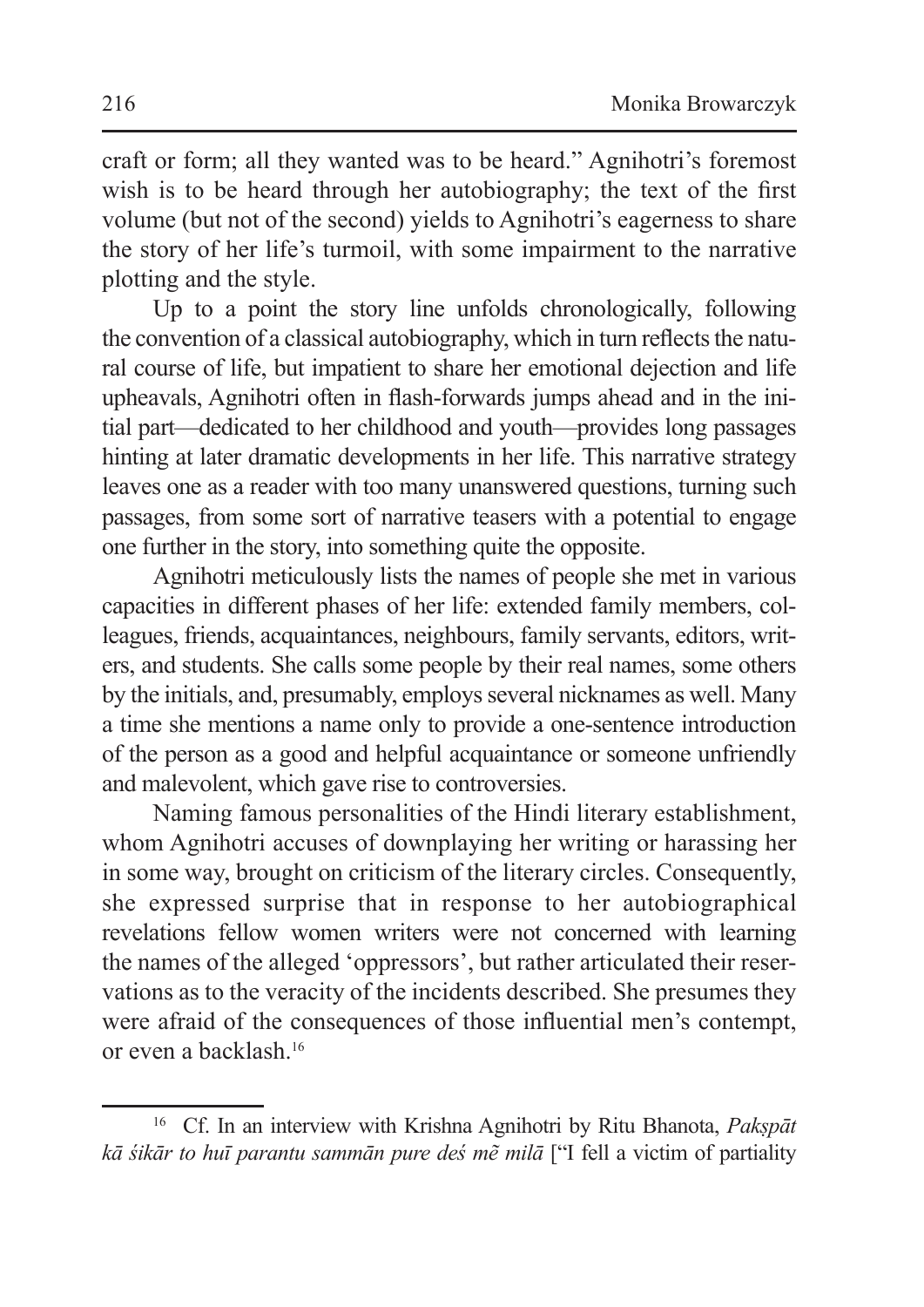craft or form; all they wanted was to be heard." Agnihotri's foremost wish is to be heard through her autobiography; the text of the first volume (but not of the second) yields to Agnihotri's eagerness to share the story of her life's turmoil, with some impairment to the narrative plotting and the style.

Up to a point the story line unfolds chronologically, following the convention of a classical autobiography, which in turn reflects the natural course of life, but impatient to share her emotional dejection and life upheavals, Agnihotri often in flash-forwards jumps ahead and in the initial part—dedicated to her childhood and youth—provides long passages hinting at later dramatic developments in her life. This narrative strategy leaves one as a reader with too many unanswered questions, turning such passages, from some sort of narrative teasers with a potential to engage one further in the story, into something quite the opposite.

Agnihotri meticulously lists the names of people she met in various capacities in different phases of her life: extended family members, colleagues, friends, acquaintances, neighbours, family servants, editors, writers, and students. She calls some people by their real names, some others by the initials, and, presumably, employs several nicknames as well. Many a time she mentions a name only to provide a one-sentence introduction of the person as a good and helpful acquaintance or someone unfriendly and malevolent, which gave rise to controversies.

Naming famous personalities of the Hindi literary establishment, whom Agnihotri accuses of downplaying her writing or harassing her in some way, brought on criticism of the literary circles. Consequently, she expressed surprise that in response to her autobiographical revelations fellow women writers were not concerned with learning the names of the alleged 'oppressors', but rather articulated their reservations as to the veracity of the incidents described. She presumes they were afraid of the consequences of those influential men's contempt, or even a backlash.[16]

[16] Cf. In an interview with Krishna Agnihotri by Ritu Bhanota, *Pakṣpāt kā śikār to huī parantu sammān pure deś mẽ milā* ["I fell a victim of partiality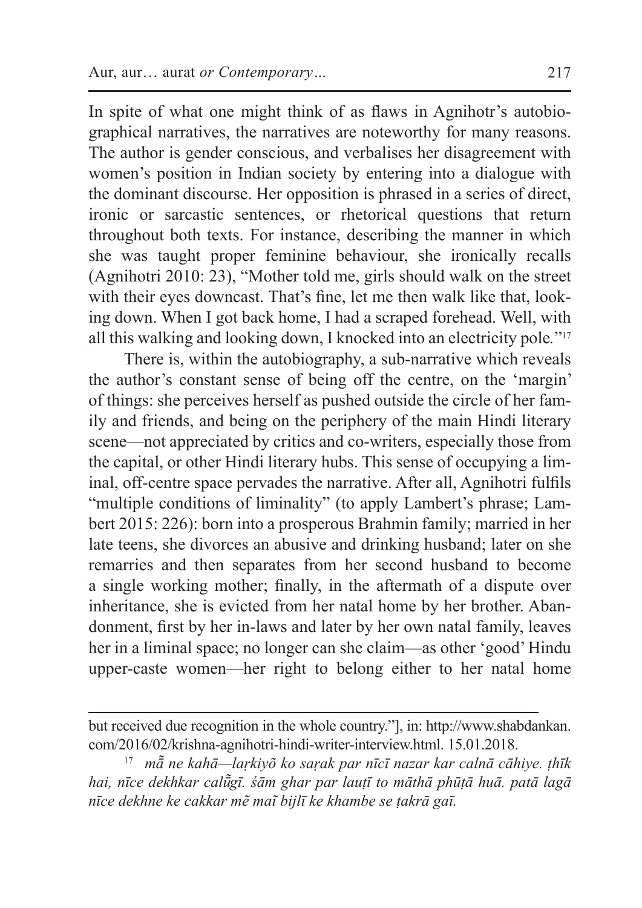In spite of what one might think of as flaws in Agnihotr's autobiographical narratives, the narratives are noteworthy for many reasons. The author is gender conscious, and verbalises her disagreement with women's position in Indian society by entering into a dialogue with the dominant discourse. Her opposition is phrased in a series of direct, ironic or sarcastic sentences, or rhetorical questions that return throughout both texts. For instance, describing the manner in which she was taught proper feminine behaviour, she ironically recalls (Agnihotri 2010: 23), "Mother told me, girls should walk on the street with their eyes downcast. That's fine, let me then walk like that, looking down. When I got back home, I had a scraped forehead. Well, with all this walking and looking down, I knocked into an electricity pole."[17]

There is, within the autobiography, a sub-narrative which reveals the author's constant sense of being off the centre, on the 'margin' of things: she perceives herself as pushed outside the circle of her family and friends, and being on the periphery of the main Hindi literary scene—not appreciated by critics and co-writers, especially those from the capital, or other Hindi literary hubs. This sense of occupying a liminal, off-centre space pervades the narrative. After all, Agnihotri fulfils "multiple conditions of liminality" (to apply Lambert's phrase; Lambert 2015: 226): born into a prosperous Brahmin family; married in her late teens, she divorces an abusive and drinking husband; later on she remarries and then separates from her second husband to become a single working mother; finally, in the aftermath of a dispute over inheritance, she is evicted from her natal home by her brother. Abandonment, first by her in-laws and later by her own natal family, leaves her in a liminal space; no longer can she claim—as other 'good' Hindu upper-caste women—her right to belong either to her natal home

---

but received due recognition in the whole country."], in: http://www.shabdankan.com/2016/02/krishna-agnihotri-hindi-writer-interview.html. 15.01.2018.

[17] *mā̃ ne kahā—laṛkiyõ ko saṛak par nīcī nazar kar calnā cāhiye. ṭhīk hai, nīce dekhkar calū̃gī. śām ghar par lauṭī to māthā phūṭā huā. patā lagā nīce dekhne ke cakkar mẽ maĩ bijlī ke khambe se ṭakrā gaī.*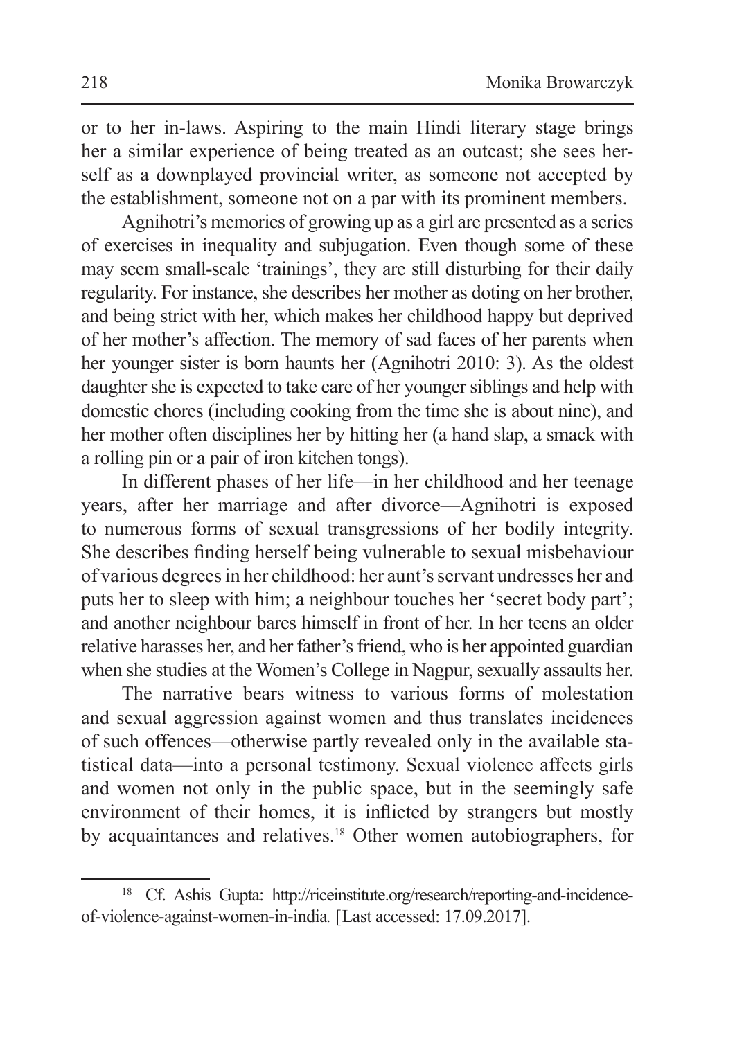or to her in-laws. Aspiring to the main Hindi literary stage brings her a similar experience of being treated as an outcast; she sees herself as a downplayed provincial writer, as someone not accepted by the establishment, someone not on a par with its prominent members.

Agnihotri's memories of growing up as a girl are presented as a series of exercises in inequality and subjugation. Even though some of these may seem small-scale 'trainings', they are still disturbing for their daily regularity. For instance, she describes her mother as doting on her brother, and being strict with her, which makes her childhood happy but deprived of her mother's affection. The memory of sad faces of her parents when her younger sister is born haunts her (Agnihotri 2010: 3). As the oldest daughter she is expected to take care of her younger siblings and help with domestic chores (including cooking from the time she is about nine), and her mother often disciplines her by hitting her (a hand slap, a smack with a rolling pin or a pair of iron kitchen tongs).

In different phases of her life—in her childhood and her teenage years, after her marriage and after divorce—Agnihotri is exposed to numerous forms of sexual transgressions of her bodily integrity. She describes finding herself being vulnerable to sexual misbehaviour of various degrees in her childhood: her aunt's servant undresses her and puts her to sleep with him; a neighbour touches her 'secret body part'; and another neighbour bares himself in front of her. In her teens an older relative harasses her, and her father's friend, who is her appointed guardian when she studies at the Women's College in Nagpur, sexually assaults her.

The narrative bears witness to various forms of molestation and sexual aggression against women and thus translates incidences of such offences—otherwise partly revealed only in the available statistical data—into a personal testimony. Sexual violence affects girls and women not only in the public space, but in the seemingly safe environment of their homes, it is inflicted by strangers but mostly by acquaintances and relatives.[18] Other women autobiographers, for

---

[18] Cf. Ashis Gupta: http://riceinstitute.org/research/reporting-and-incidence-of-violence-against-women-in-india. [Last accessed: 17.09.2017].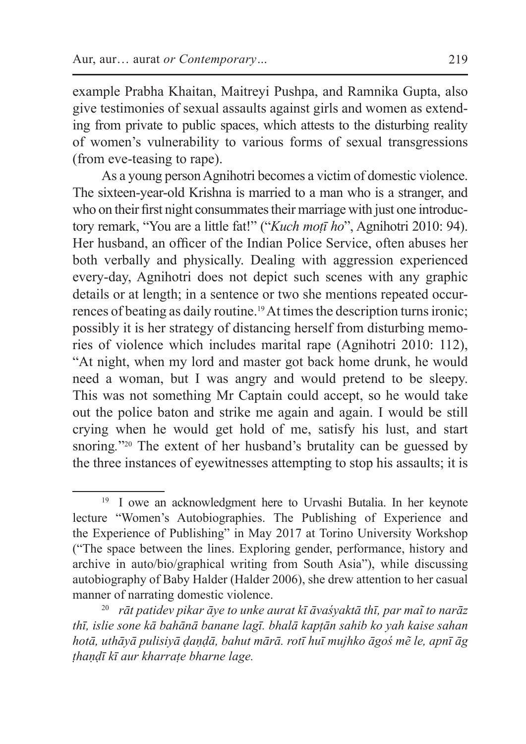example Prabha Khaitan, Maitreyi Pushpa, and Ramnika Gupta, also give testimonies of sexual assaults against girls and women as extending from private to public spaces, which attests to the disturbing reality of women's vulnerability to various forms of sexual transgressions (from eve-teasing to rape).

As a young person Agnihotri becomes a victim of domestic violence. The sixteen-year-old Krishna is married to a man who is a stranger, and who on their first night consummates their marriage with just one introductory remark, "You are a little fat!" ("*Kuch moṭī ho*", Agnihotri 2010: 94). Her husband, an officer of the Indian Police Service, often abuses her both verbally and physically. Dealing with aggression experienced every-day, Agnihotri does not depict such scenes with any graphic details or at length; in a sentence or two she mentions repeated occurrences of beating as daily routine.[19] At times the description turns ironic; possibly it is her strategy of distancing herself from disturbing memories of violence which includes marital rape (Agnihotri 2010: 112), "At night, when my lord and master got back home drunk, he would need a woman, but I was angry and would pretend to be sleepy. This was not something Mr Captain could accept, so he would take out the police baton and strike me again and again. I would be still crying when he would get hold of me, satisfy his lust, and start snoring."[20] The extent of her husband's brutality can be guessed by the three instances of eyewitnesses attempting to stop his assaults; it is

---

[19] I owe an acknowledgment here to Urvashi Butalia. In her keynote lecture "Women's Autobiographies. The Publishing of Experience and the Experience of Publishing" in May 2017 at Torino University Workshop ("The space between the lines. Exploring gender, performance, history and archive in auto/bio/graphical writing from South Asia"), while discussing autobiography of Baby Halder (Halder 2006), she drew attention to her casual manner of narrating domestic violence.

[20] *rāt patidev pikar āye to unke aurat kī āvaśyaktā thī, par maĩ to narāz thī, islie sone kā bahānā banane lagī. bhalā kapṭān sahib ko yah kaise sahan hotā, uthāyā pulisiyā ḍaṇḍā, bahut mārā. rotī huī mujhko āgoś mẽ le, apnī āg ṭhaṇḍī kī aur kharraṭe bharne lage.*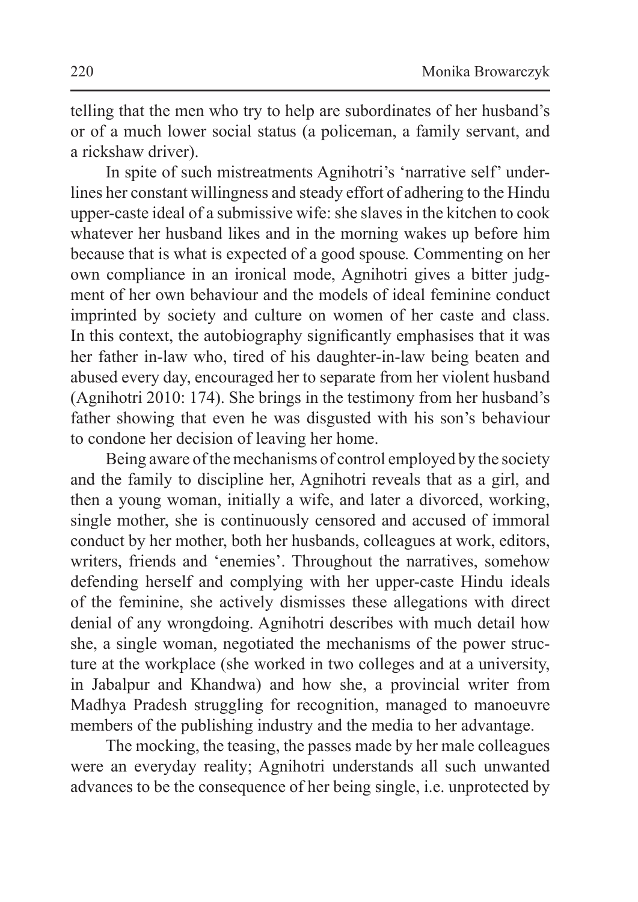telling that the men who try to help are subordinates of her husband's or of a much lower social status (a policeman, a family servant, and a rickshaw driver).

In spite of such mistreatments Agnihotri's 'narrative self' underlines her constant willingness and steady effort of adhering to the Hindu upper-caste ideal of a submissive wife: she slaves in the kitchen to cook whatever her husband likes and in the morning wakes up before him because that is what is expected of a good spouse. Commenting on her own compliance in an ironical mode, Agnihotri gives a bitter judgment of her own behaviour and the models of ideal feminine conduct imprinted by society and culture on women of her caste and class. In this context, the autobiography significantly emphasises that it was her father in-law who, tired of his daughter-in-law being beaten and abused every day, encouraged her to separate from her violent husband (Agnihotri 2010: 174). She brings in the testimony from her husband's father showing that even he was disgusted with his son's behaviour to condone her decision of leaving her home.

Being aware of the mechanisms of control employed by the society and the family to discipline her, Agnihotri reveals that as a girl, and then a young woman, initially a wife, and later a divorced, working, single mother, she is continuously censored and accused of immoral conduct by her mother, both her husbands, colleagues at work, editors, writers, friends and 'enemies'. Throughout the narratives, somehow defending herself and complying with her upper-caste Hindu ideals of the feminine, she actively dismisses these allegations with direct denial of any wrongdoing. Agnihotri describes with much detail how she, a single woman, negotiated the mechanisms of the power structure at the workplace (she worked in two colleges and at a university, in Jabalpur and Khandwa) and how she, a provincial writer from Madhya Pradesh struggling for recognition, managed to manoeuvre members of the publishing industry and the media to her advantage.

The mocking, the teasing, the passes made by her male colleagues were an everyday reality; Agnihotri understands all such unwanted advances to be the consequence of her being single, i.e. unprotected by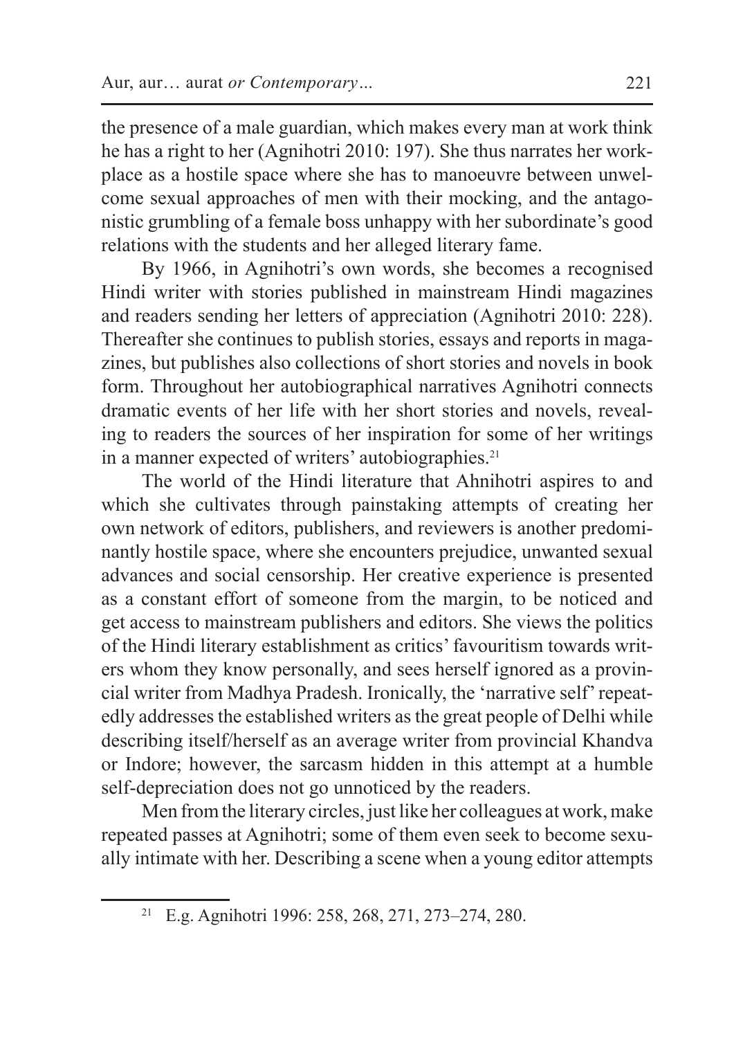the presence of a male guardian, which makes every man at work think he has a right to her (Agnihotri 2010: 197). She thus narrates her workplace as a hostile space where she has to manoeuvre between unwelcome sexual approaches of men with their mocking, and the antagonistic grumbling of a female boss unhappy with her subordinate's good relations with the students and her alleged literary fame.

By 1966, in Agnihotri's own words, she becomes a recognised Hindi writer with stories published in mainstream Hindi magazines and readers sending her letters of appreciation (Agnihotri 2010: 228). Thereafter she continues to publish stories, essays and reports in magazines, but publishes also collections of short stories and novels in book form. Throughout her autobiographical narratives Agnihotri connects dramatic events of her life with her short stories and novels, revealing to readers the sources of her inspiration for some of her writings in a manner expected of writers' autobiographies.[21]

The world of the Hindi literature that Ahnihotri aspires to and which she cultivates through painstaking attempts of creating her own network of editors, publishers, and reviewers is another predominantly hostile space, where she encounters prejudice, unwanted sexual advances and social censorship. Her creative experience is presented as a constant effort of someone from the margin, to be noticed and get access to mainstream publishers and editors. She views the politics of the Hindi literary establishment as critics' favouritism towards writers whom they know personally, and sees herself ignored as a provincial writer from Madhya Pradesh. Ironically, the 'narrative self' repeatedly addresses the established writers as the great people of Delhi while describing itself/herself as an average writer from provincial Khandva or Indore; however, the sarcasm hidden in this attempt at a humble self-depreciation does not go unnoticed by the readers.

Men from the literary circles, just like her colleagues at work, make repeated passes at Agnihotri; some of them even seek to become sexually intimate with her. Describing a scene when a young editor attempts

[21] E.g. Agnihotri 1996: 258, 268, 271, 273–274, 280.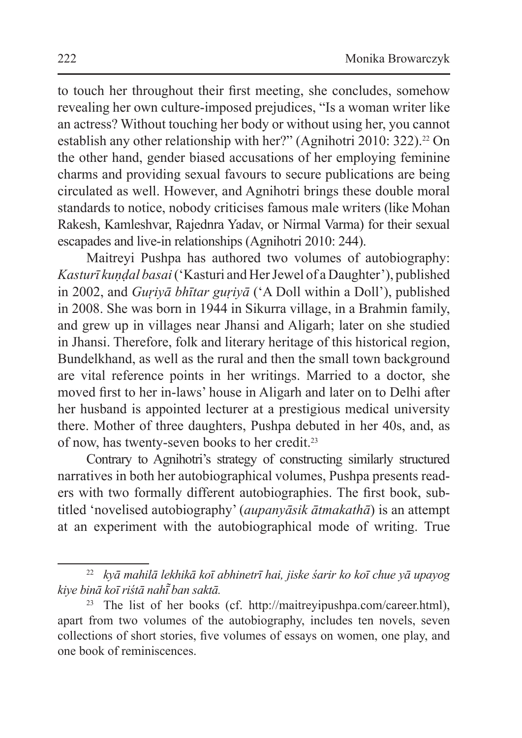to touch her throughout their first meeting, she concludes, somehow revealing her own culture-imposed prejudices, "Is a woman writer like an actress? Without touching her body or without using her, you cannot establish any other relationship with her?" (Agnihotri 2010: 322).[22] On the other hand, gender biased accusations of her employing feminine charms and providing sexual favours to secure publications are being circulated as well. However, and Agnihotri brings these double moral standards to notice, nobody criticises famous male writers (like Mohan Rakesh, Kamleshvar, Rajednra Yadav, or Nirmal Varma) for their sexual escapades and live-in relationships (Agnihotri 2010: 244).

Maitreyi Pushpa has authored two volumes of autobiography: *Kasturī kuṇḍal basai* ('Kasturi and Her Jewel of a Daughter'), published in 2002, and *Guṛiyā bhītar guṛiyā* ('A Doll within a Doll'), published in 2008. She was born in 1944 in Sikurra village, in a Brahmin family, and grew up in villages near Jhansi and Aligarh; later on she studied in Jhansi. Therefore, folk and literary heritage of this historical region, Bundelkhand, as well as the rural and then the small town background are vital reference points in her writings. Married to a doctor, she moved first to her in-laws' house in Aligarh and later on to Delhi after her husband is appointed lecturer at a prestigious medical university there. Mother of three daughters, Pushpa debuted in her 40s, and, as of now, has twenty-seven books to her credit.[23]

Contrary to Agnihotri's strategy of constructing similarly structured narratives in both her autobiographical volumes, Pushpa presents readers with two formally different autobiographies. The first book, subtitled 'novelised autobiography' (*aupanyāsik ātmakathā*) is an attempt at an experiment with the autobiographical mode of writing. True

---

[22] *kyā mahilā lekhikā koī abhinetrī hai, jiske śarir ko koī chue yā upayog kiye binā koī riśtā nahı̃ ban saktā.*

[23] The list of her books (cf. http://maitreyipushpa.com/career.html), apart from two volumes of the autobiography, includes ten novels, seven collections of short stories, five volumes of essays on women, one play, and one book of reminiscences.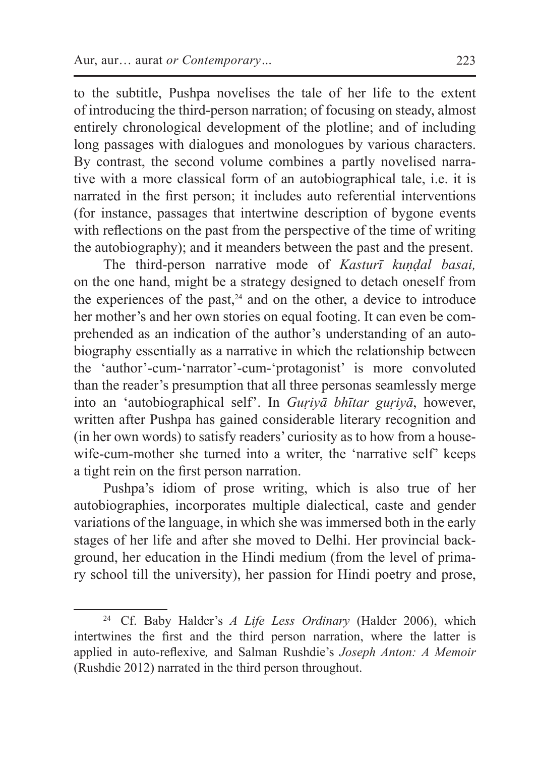to the subtitle, Pushpa novelises the tale of her life to the extent of introducing the third-person narration; of focusing on steady, almost entirely chronological development of the plotline; and of including long passages with dialogues and monologues by various characters. By contrast, the second volume combines a partly novelised narrative with a more classical form of an autobiographical tale, i.e. it is narrated in the first person; it includes auto referential interventions (for instance, passages that intertwine description of bygone events with reflections on the past from the perspective of the time of writing the autobiography); and it meanders between the past and the present.

The third-person narrative mode of *Kasturī kuṇḍal basai,* on the one hand, might be a strategy designed to detach oneself from the experiences of the past,[24] and on the other, a device to introduce her mother's and her own stories on equal footing. It can even be comprehended as an indication of the author's understanding of an autobiography essentially as a narrative in which the relationship between the 'author'-cum-'narrator'-cum-'protagonist' is more convoluted than the reader's presumption that all three personas seamlessly merge into an 'autobiographical self'. In *Guṛiyā bhītar guṛiyā*, however, written after Pushpa has gained considerable literary recognition and (in her own words) to satisfy readers' curiosity as to how from a housewife-cum-mother she turned into a writer, the 'narrative self' keeps a tight rein on the first person narration.

Pushpa's idiom of prose writing, which is also true of her autobiographies, incorporates multiple dialectical, caste and gender variations of the language, in which she was immersed both in the early stages of her life and after she moved to Delhi. Her provincial background, her education in the Hindi medium (from the level of primary school till the university), her passion for Hindi poetry and prose,

[24] Cf. Baby Halder's *A Life Less Ordinary* (Halder 2006), which intertwines the first and the third person narration, where the latter is applied in auto-reflexive*,* and Salman Rushdie's *Joseph Anton: A Memoir* (Rushdie 2012) narrated in the third person throughout.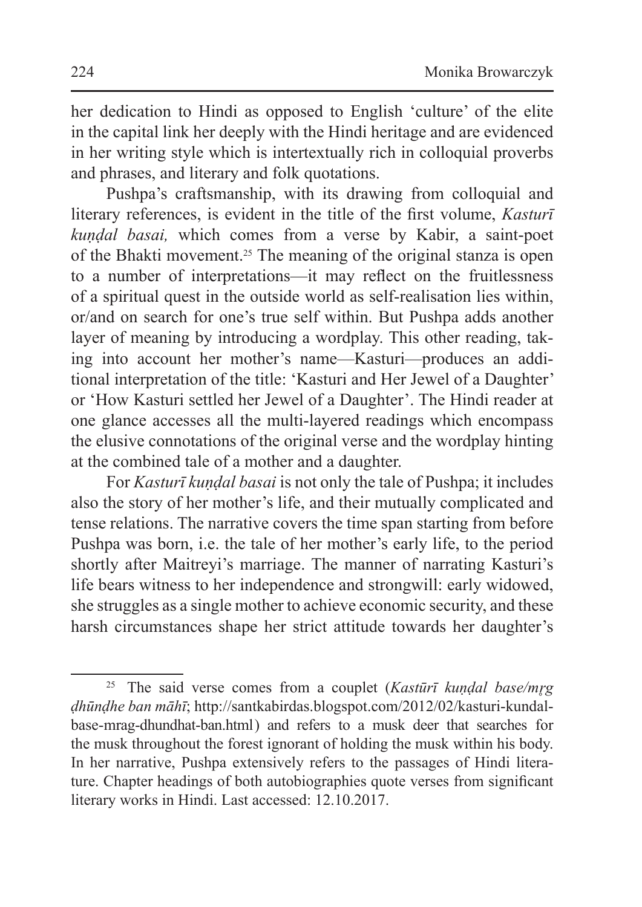her dedication to Hindi as opposed to English 'culture' of the elite in the capital link her deeply with the Hindi heritage and are evidenced in her writing style which is intertextually rich in colloquial proverbs and phrases, and literary and folk quotations.

Pushpa's craftsmanship, with its drawing from colloquial and literary references, is evident in the title of the first volume, *Kasturī kuṇḍal basai,* which comes from a verse by Kabir, a saint-poet of the Bhakti movement.[25] The meaning of the original stanza is open to a number of interpretations—it may reflect on the fruitlessness of a spiritual quest in the outside world as self-realisation lies within, or/and on search for one's true self within. But Pushpa adds another layer of meaning by introducing a wordplay. This other reading, taking into account her mother's name—Kasturi—produces an additional interpretation of the title: 'Kasturi and Her Jewel of a Daughter' or 'How Kasturi settled her Jewel of a Daughter'. The Hindi reader at one glance accesses all the multi-layered readings which encompass the elusive connotations of the original verse and the wordplay hinting at the combined tale of a mother and a daughter.

For *Kasturī kuṇḍal basai* is not only the tale of Pushpa; it includes also the story of her mother's life, and their mutually complicated and tense relations. The narrative covers the time span starting from before Pushpa was born, i.e. the tale of her mother's early life, to the period shortly after Maitreyi's marriage. The manner of narrating Kasturi's life bears witness to her independence and strongwill: early widowed, she struggles as a single mother to achieve economic security, and these harsh circumstances shape her strict attitude towards her daughter's

---

[25] The said verse comes from a couplet (*Kastūrī kuṇḍal base/mṛg ḍhūnḍhe ban māhī*; http://santkabirdas.blogspot.com/2012/02/kasturi-kundal-base-mrag-dhundhat-ban.html) and refers to a musk deer that searches for the musk throughout the forest ignorant of holding the musk within his body. In her narrative, Pushpa extensively refers to the passages of Hindi literature. Chapter headings of both autobiographies quote verses from significant literary works in Hindi. Last accessed: 12.10.2017.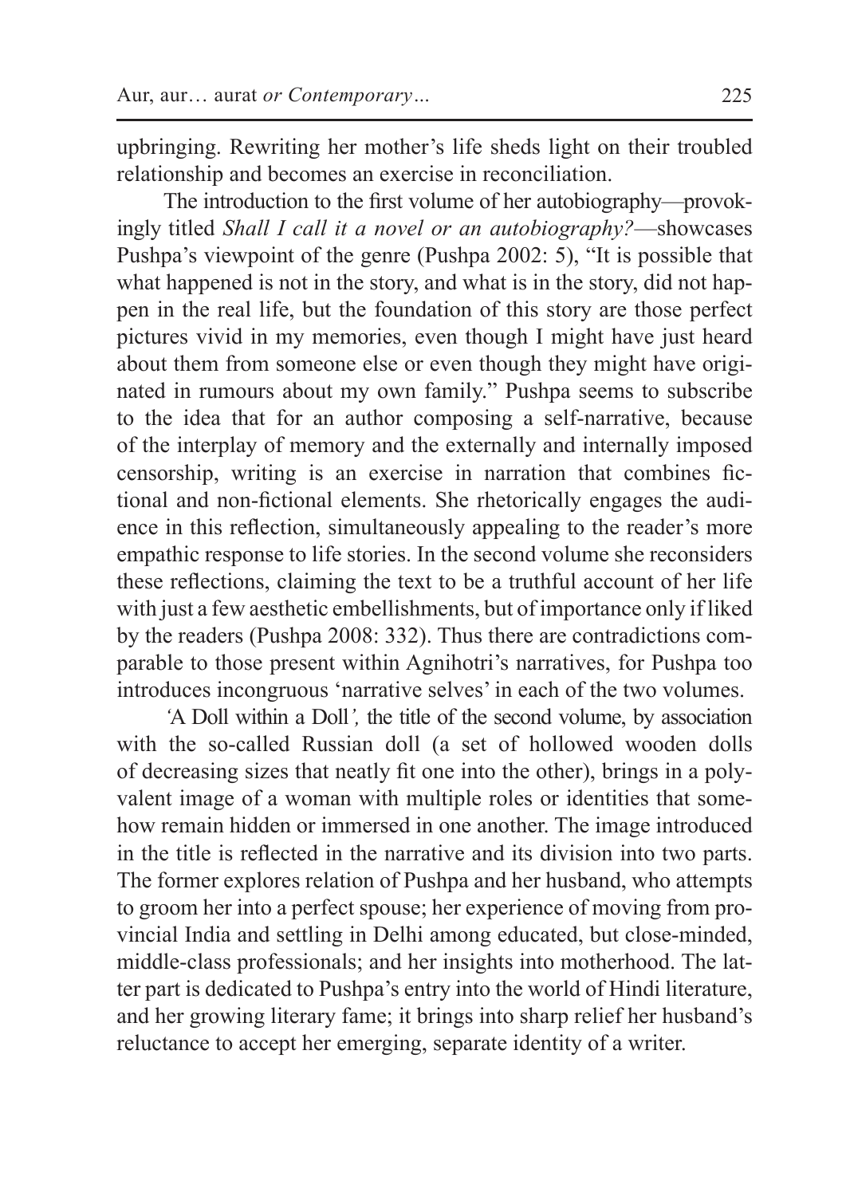upbringing. Rewriting her mother's life sheds light on their troubled relationship and becomes an exercise in reconciliation.

The introduction to the first volume of her autobiography—provokingly titled *Shall I call it a novel or an autobiography?*—showcases Pushpa's viewpoint of the genre (Pushpa 2002: 5), "It is possible that what happened is not in the story, and what is in the story, did not happen in the real life, but the foundation of this story are those perfect pictures vivid in my memories, even though I might have just heard about them from someone else or even though they might have originated in rumours about my own family." Pushpa seems to subscribe to the idea that for an author composing a self-narrative, because of the interplay of memory and the externally and internally imposed censorship, writing is an exercise in narration that combines fictional and non-fictional elements. She rhetorically engages the audience in this reflection, simultaneously appealing to the reader's more empathic response to life stories. In the second volume she reconsiders these reflections, claiming the text to be a truthful account of her life with just a few aesthetic embellishments, but of importance only if liked by the readers (Pushpa 2008: 332). Thus there are contradictions comparable to those present within Agnihotri's narratives, for Pushpa too introduces incongruous 'narrative selves' in each of the two volumes.

'A Doll within a Doll', the title of the second volume, by association with the so-called Russian doll (a set of hollowed wooden dolls of decreasing sizes that neatly fit one into the other), brings in a polyvalent image of a woman with multiple roles or identities that somehow remain hidden or immersed in one another. The image introduced in the title is reflected in the narrative and its division into two parts. The former explores relation of Pushpa and her husband, who attempts to groom her into a perfect spouse; her experience of moving from provincial India and settling in Delhi among educated, but close-minded, middle-class professionals; and her insights into motherhood. The latter part is dedicated to Pushpa's entry into the world of Hindi literature, and her growing literary fame; it brings into sharp relief her husband's reluctance to accept her emerging, separate identity of a writer.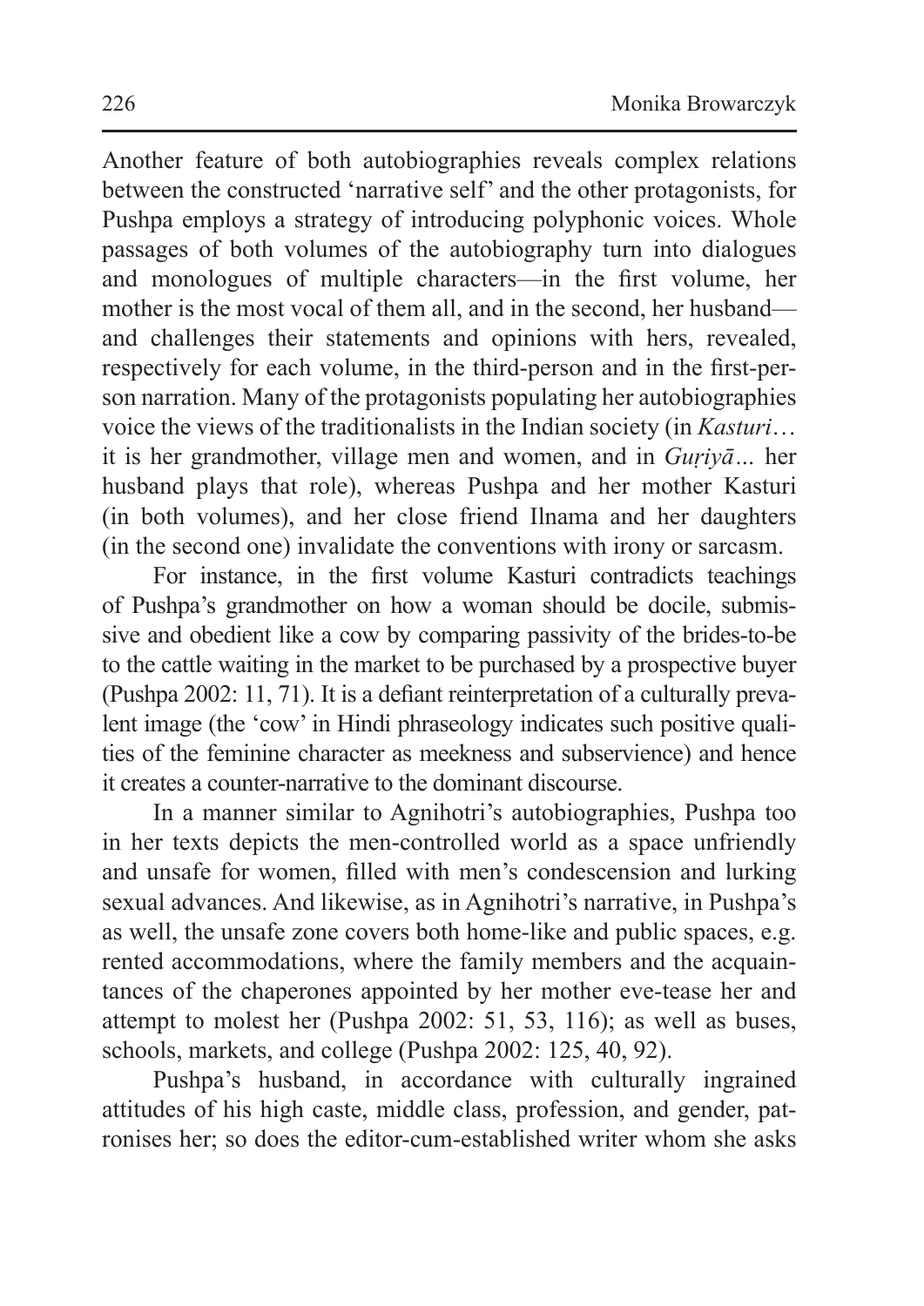Another feature of both autobiographies reveals complex relations between the constructed 'narrative self' and the other protagonists, for Pushpa employs a strategy of introducing polyphonic voices. Whole passages of both volumes of the autobiography turn into dialogues and monologues of multiple characters—in the first volume, her mother is the most vocal of them all, and in the second, her husband—and challenges their statements and opinions with hers, revealed, respectively for each volume, in the third-person and in the first-person narration. Many of the protagonists populating her autobiographies voice the views of the traditionalists in the Indian society (in *Kasturi*… it is her grandmother, village men and women, and in *Guṛiyā*... her husband plays that role), whereas Pushpa and her mother Kasturi (in both volumes), and her close friend Ilnama and her daughters (in the second one) invalidate the conventions with irony or sarcasm.

For instance, in the first volume Kasturi contradicts teachings of Pushpa's grandmother on how a woman should be docile, submissive and obedient like a cow by comparing passivity of the brides-to-be to the cattle waiting in the market to be purchased by a prospective buyer (Pushpa 2002: 11, 71). It is a defiant reinterpretation of a culturally prevalent image (the 'cow' in Hindi phraseology indicates such positive qualities of the feminine character as meekness and subservience) and hence it creates a counter-narrative to the dominant discourse.

In a manner similar to Agnihotri's autobiographies, Pushpa too in her texts depicts the men-controlled world as a space unfriendly and unsafe for women, filled with men's condescension and lurking sexual advances. And likewise, as in Agnihotri's narrative, in Pushpa's as well, the unsafe zone covers both home-like and public spaces, e.g. rented accommodations, where the family members and the acquaintances of the chaperones appointed by her mother eve-tease her and attempt to molest her (Pushpa 2002: 51, 53, 116); as well as buses, schools, markets, and college (Pushpa 2002: 125, 40, 92).

Pushpa's husband, in accordance with culturally ingrained attitudes of his high caste, middle class, profession, and gender, patronises her; so does the editor-cum-established writer whom she asks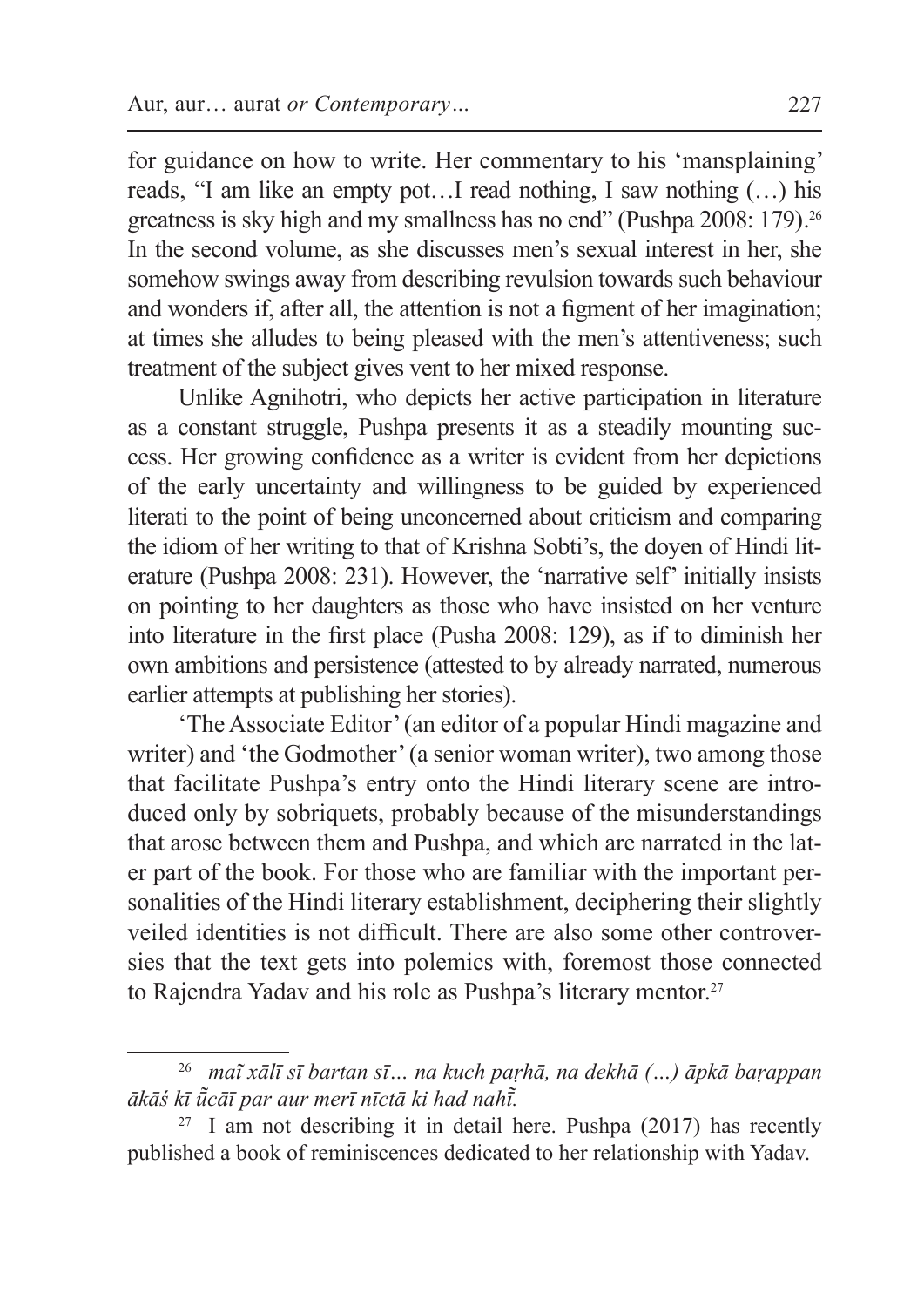for guidance on how to write. Her commentary to his 'mansplaining' reads, "I am like an empty pot…I read nothing, I saw nothing (…) his greatness is sky high and my smallness has no end" (Pushpa 2008: 179).[26] In the second volume, as she discusses men's sexual interest in her, she somehow swings away from describing revulsion towards such behaviour and wonders if, after all, the attention is not a figment of her imagination; at times she alludes to being pleased with the men's attentiveness; such treatment of the subject gives vent to her mixed response.

Unlike Agnihotri, who depicts her active participation in literature as a constant struggle, Pushpa presents it as a steadily mounting success. Her growing confidence as a writer is evident from her depictions of the early uncertainty and willingness to be guided by experienced literati to the point of being unconcerned about criticism and comparing the idiom of her writing to that of Krishna Sobti's, the doyen of Hindi literature (Pushpa 2008: 231). However, the 'narrative self' initially insists on pointing to her daughters as those who have insisted on her venture into literature in the first place (Pusha 2008: 129), as if to diminish her own ambitions and persistence (attested to by already narrated, numerous earlier attempts at publishing her stories).

'The Associate Editor' (an editor of a popular Hindi magazine and writer) and 'the Godmother' (a senior woman writer), two among those that facilitate Pushpa's entry onto the Hindi literary scene are introduced only by sobriquets, probably because of the misunderstandings that arose between them and Pushpa, and which are narrated in the later part of the book. For those who are familiar with the important personalities of the Hindi literary establishment, deciphering their slightly veiled identities is not difficult. There are also some other controversies that the text gets into polemics with, foremost those connected to Rajendra Yadav and his role as Pushpa's literary mentor.[27]

---

[26] *maĩ xālī sī bartan sī… na kuch paṛhā, na dekhā (…) āpkā baṛappan ākāś kī ũ̃cāī par aur merī nīctā ki had nahĩ̃.*

[27] I am not describing it in detail here. Pushpa (2017) has recently published a book of reminiscences dedicated to her relationship with Yadav.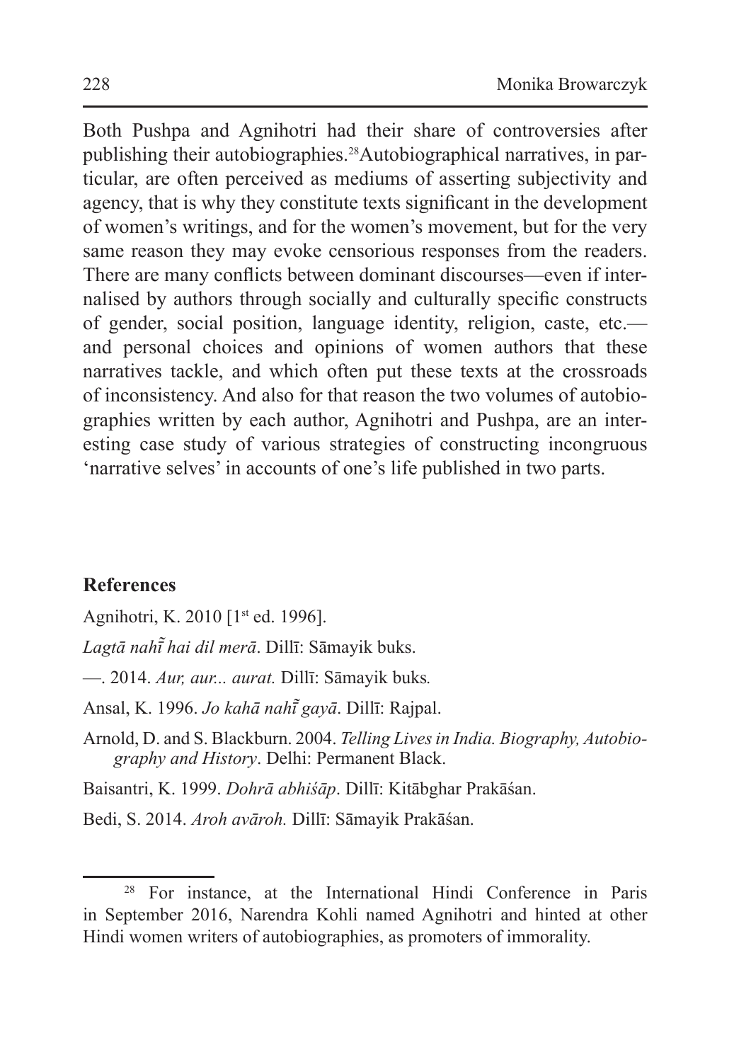Both Pushpa and Agnihotri had their share of controversies after publishing their autobiographies.[28] Autobiographical narratives, in particular, are often perceived as mediums of asserting subjectivity and agency, that is why they constitute texts significant in the development of women's writings, and for the women's movement, but for the very same reason they may evoke censorious responses from the readers. There are many conflicts between dominant discourses—even if internalised by authors through socially and culturally specific constructs of gender, social position, language identity, religion, caste, etc.—and personal choices and opinions of women authors that these narratives tackle, and which often put these texts at the crossroads of inconsistency. And also for that reason the two volumes of autobiographies written by each author, Agnihotri and Pushpa, are an interesting case study of various strategies of constructing incongruous 'narrative selves' in accounts of one's life published in two parts.

## References

Agnihotri, K. 2010 [1st ed. 1996].

*Lagtā nahī̃ hai dil merā*. Dillī: Sāmayik buks.

—. 2014. *Aur, aur... aurat.* Dillī: Sāmayik buks*.*

Ansal, K. 1996. *Jo kahā nahī̃ gayā*. Dillī: Rajpal.

Arnold, D. and S. Blackburn. 2004. *Telling Lives in India. Biography, Autobiography and History*. Delhi: Permanent Black.

Baisantri, K. 1999. *Dohrā abhiśāp*. Dillī: Kitābghar Prakāśan.

Bedi, S. 2014. *Aroh avāroh.* Dillī: Sāmayik Prakāśan.

---

[28] For instance, at the International Hindi Conference in Paris in September 2016, Narendra Kohli named Agnihotri and hinted at other Hindi women writers of autobiographies, as promoters of immorality.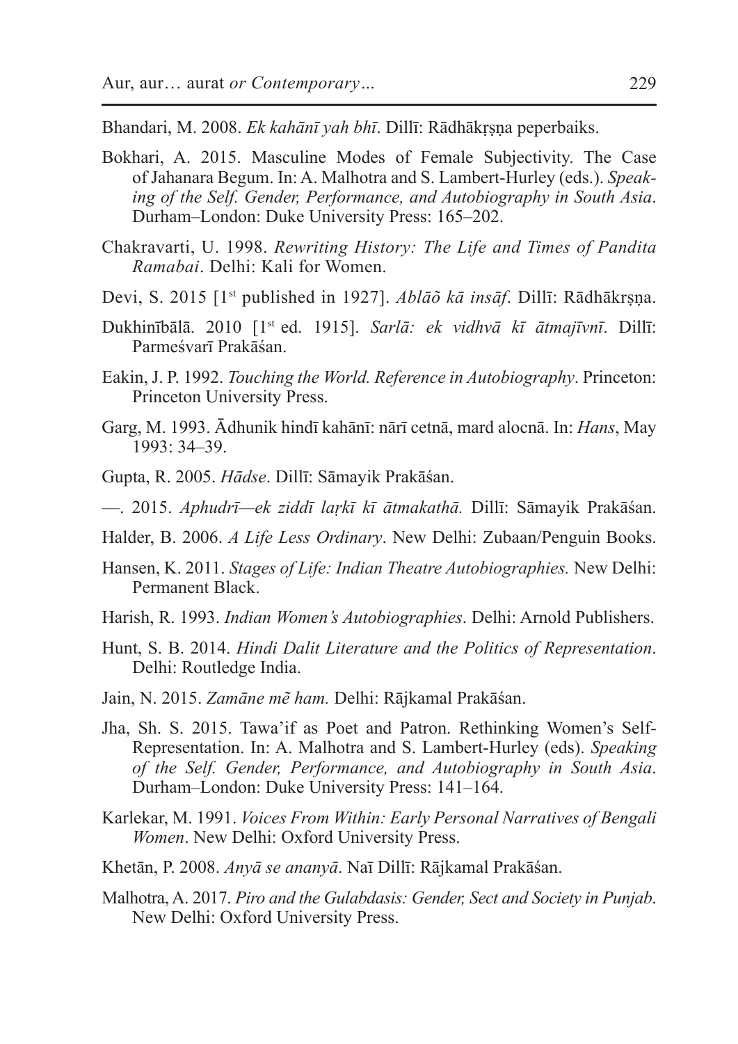Bhandari, M. 2008. *Ek kahānī yah bhī*. Dillī: Rādhākṛṣṇa peperbaiks.

Bokhari, A. 2015. Masculine Modes of Female Subjectivity. The Case of Jahanara Begum. In: A. Malhotra and S. Lambert-Hurley (eds.). *Speaking of the Self. Gender, Performance, and Autobiography in South Asia*. Durham–London: Duke University Press: 165–202.

Chakravarti, U. 1998. *Rewriting History: The Life and Times of Pandita Ramabai*. Delhi: Kali for Women.

Devi, S. 2015 [1st published in 1927]. *Ablāõ kā insāf*. Dillī: Rādhākṛṣṇa.

Dukhinībālā. 2010 [1st ed. 1915]. *Sarlā: ek vidhvā kī ātmajīvnī*. Dillī: Parmeśvarī Prakāśan.

Eakin, J. P. 1992. *Touching the World. Reference in Autobiography*. Princeton: Princeton University Press.

Garg, M. 1993. Ādhunik hindī kahānī: nārī cetnā, mard alocnā. In: *Hans*, May 1993: 34–39.

Gupta, R. 2005. *Hādse*. Dillī: Sāmayik Prakāśan.

—. 2015. *Aphudrī—ek ziddī laṛkī kī ātmakathā.* Dillī: Sāmayik Prakāśan.

Halder, B. 2006. *A Life Less Ordinary*. New Delhi: Zubaan/Penguin Books.

Hansen, K. 2011. *Stages of Life: Indian Theatre Autobiographies.* New Delhi: Permanent Black.

Harish, R. 1993. *Indian Women's Autobiographies*. Delhi: Arnold Publishers.

Hunt, S. B. 2014. *Hindi Dalit Literature and the Politics of Representation*. Delhi: Routledge India.

Jain, N. 2015. *Zamāne mẽ ham.* Delhi: Rājkamal Prakāśan.

Jha, Sh. S. 2015. Tawa'if as Poet and Patron. Rethinking Women's Self-Representation. In: A. Malhotra and S. Lambert-Hurley (eds). *Speaking of the Self. Gender, Performance, and Autobiography in South Asia*. Durham–London: Duke University Press: 141–164.

Karlekar, M. 1991. *Voices From Within: Early Personal Narratives of Bengali Women*. New Delhi: Oxford University Press.

Khetān, P. 2008. *Anyā se ananyā*. Naī Dillī: Rājkamal Prakāśan.

Malhotra, A. 2017. *Piro and the Gulabdasis: Gender, Sect and Society in Punjab*. New Delhi: Oxford University Press.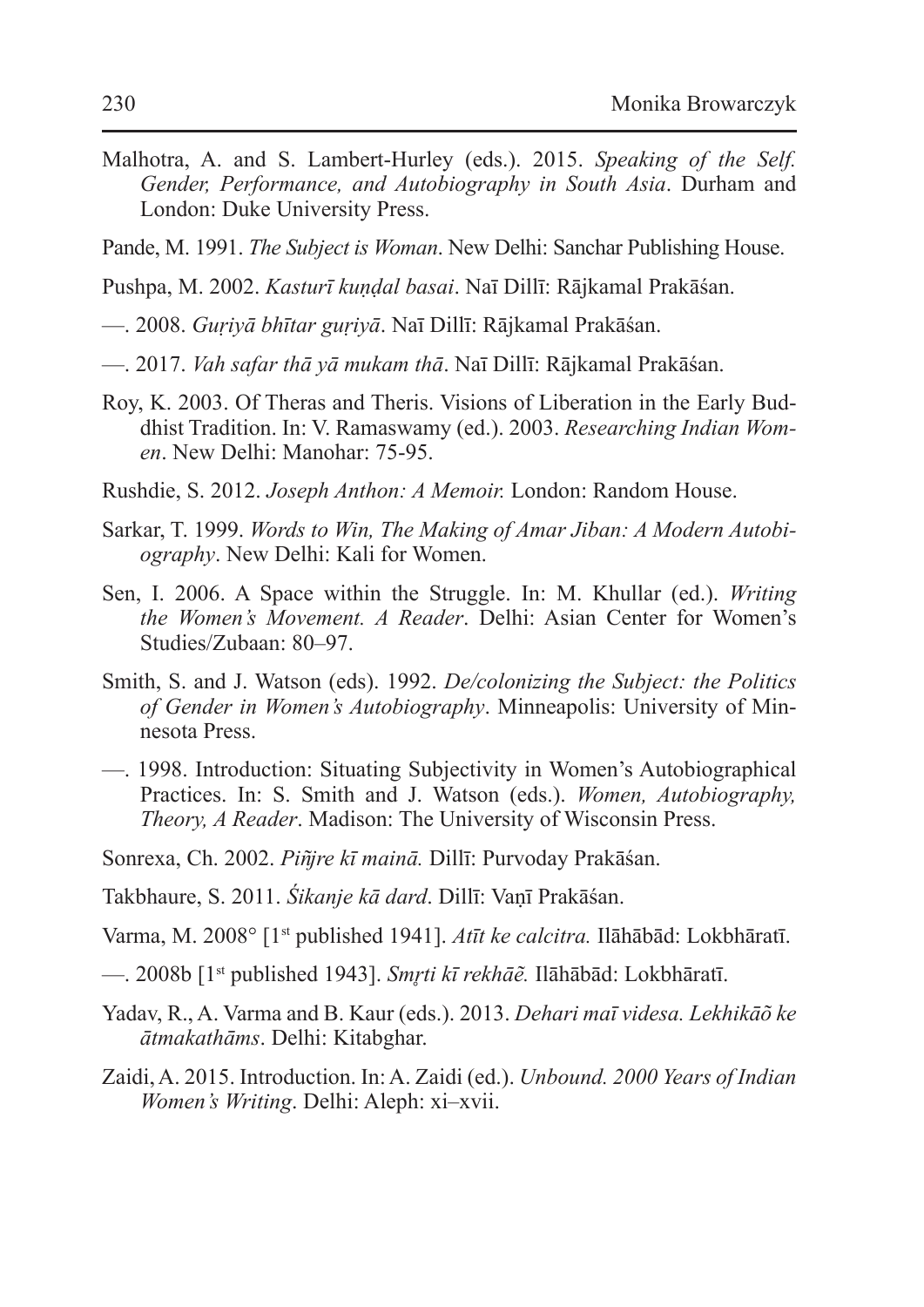Malhotra, A. and S. Lambert-Hurley (eds.). 2015. *Speaking of the Self. Gender, Performance, and Autobiography in South Asia*. Durham and London: Duke University Press.

Pande, M. 1991. *The Subject is Woman*. New Delhi: Sanchar Publishing House.

Pushpa, M. 2002. *Kasturī kuṇḍal basai*. Naī Dillī: Rājkamal Prakāśan.

—. 2008. *Guṛiyā bhītar guṛiyā*. Naī Dillī: Rājkamal Prakāśan.

—. 2017. *Vah safar thā yā mukam thā*. Naī Dillī: Rājkamal Prakāśan.

Roy, K. 2003. Of Theras and Theris. Visions of Liberation in the Early Buddhist Tradition. In: V. Ramaswamy (ed.). 2003. *Researching Indian Women*. New Delhi: Manohar: 75-95.

Rushdie, S. 2012. *Joseph Anthon: A Memoir.* London: Random House.

Sarkar, T. 1999. *Words to Win, The Making of Amar Jiban: A Modern Autobiography*. New Delhi: Kali for Women.

Sen, I. 2006. A Space within the Struggle. In: M. Khullar (ed.). *Writing the Women's Movement. A Reader*. Delhi: Asian Center for Women's Studies/Zubaan: 80–97.

Smith, S. and J. Watson (eds). 1992. *De/colonizing the Subject: the Politics of Gender in Women's Autobiography*. Minneapolis: University of Minnesota Press.

—. 1998. Introduction: Situating Subjectivity in Women's Autobiographical Practices. In: S. Smith and J. Watson (eds.). *Women, Autobiography, Theory, A Reader*. Madison: The University of Wisconsin Press.

Sonrexa, Ch. 2002. *Piñjre kī mainā.* Dillī: Purvoday Prakāśan.

Takbhaure, S. 2011. *Śikanje kā dard*. Dillī: Vaṇī Prakāśan.

Varma, M. 2008° [1st published 1941]. *Atīt ke calcitra.* Ilāhābād: Lokbhāratī.

—. 2008b [1st published 1943]. *Smṛti kī rekhāẽ.* Ilāhābād: Lokbhāratī.

Yadav, R., A. Varma and B. Kaur (eds.). 2013. *Dehari maī videsa. Lekhikāõ ke ātmakathāms*. Delhi: Kitabghar.

Zaidi, A. 2015. Introduction. In: A. Zaidi (ed.). *Unbound. 2000 Years of Indian Women's Writing*. Delhi: Aleph: xi–xvii.